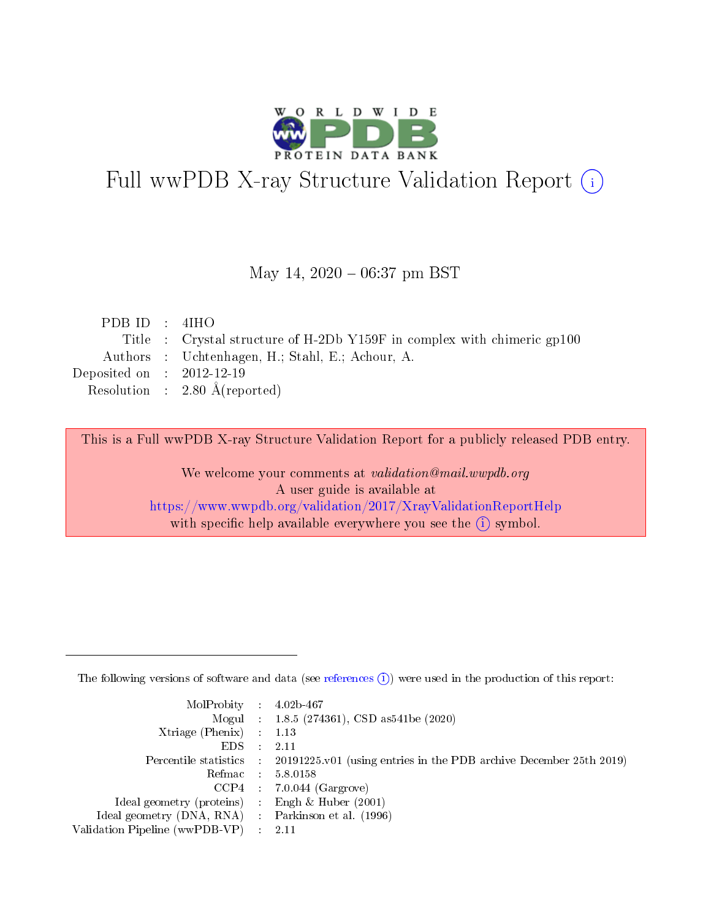# Full wwPDB X-ray Structure Validation Report

May 14, 2020 – 06:37 pm BST

| | | |
|---|---|---|
| PDB ID | : | 4IHO |
| Title | : | Crystal structure of H-2Db Y159F in complex with chimeric gp100 |
| Authors | : | Uchtenhagen, H.; Stahl, E.; Achour, A. |
| Deposited on | : | 2012-12-19 |
| Resolution | : | 2.80 Å(reported) |

This is a Full wwPDB X-ray Structure Validation Report for a publicly released PDB entry.

We welcome your comments at *validation@mail.wwpdb.org*
A user guide is available at
https://www.wwpdb.org/validation/2017/XrayValidationReportHelp
with specific help available everywhere you see the (i) symbol.

The following versions of software and data (see references (i)) were used in the production of this report:

| | | |
|---|---|---|
| MolProbity | : | 4.02b-467 |
| Mogul | : | 1.8.5 (274361), CSD as541be (2020) |
| Xtriage (Phenix) | : | 1.13 |
| EDS | : | 2.11 |
| Percentile statistics | : | 20191225.v01 (using entries in the PDB archive December 25th 2019) |
| Refmac | : | 5.8.0158 |
| CCP4 | : | 7.0.044 (Gargrove) |
| Ideal geometry (proteins) | : | Engh & Huber (2001) |
| Ideal geometry (DNA, RNA) | : | Parkinson et al. (1996) |
| Validation Pipeline (wwPDB-VP) | : | 2.11 |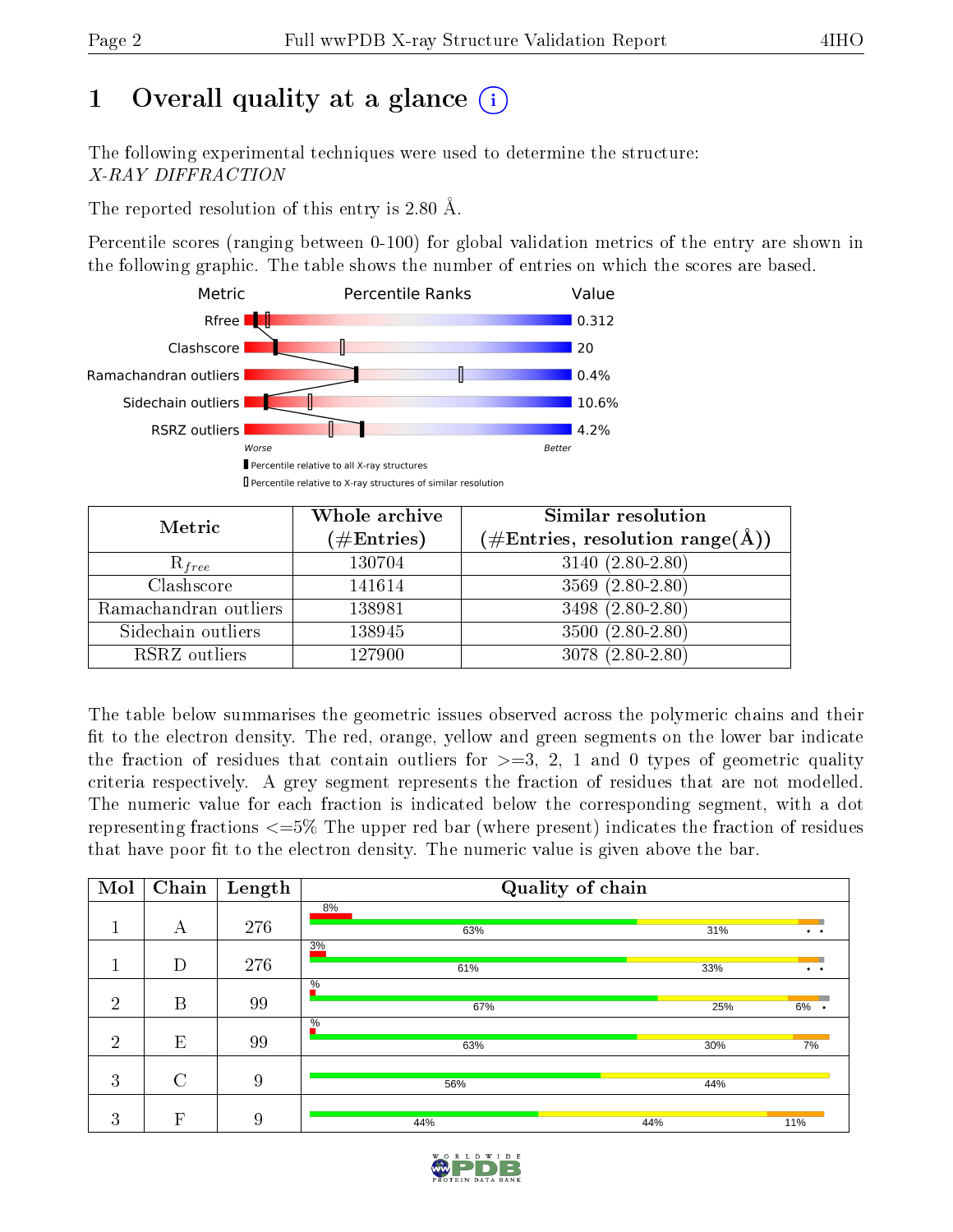# 1 Overall quality at a glance (i)

The following experimental techniques were used to determine the structure: *X-RAY DIFFRACTION*

The reported resolution of this entry is 2.80 Å.

Percentile scores (ranging between 0-100) for global validation metrics of the entry are shown in the following graphic. The table shows the number of entries on which the scores are based.

| Metric | Value |
|---|---|
| Rfree | 0.312 |
| Clashscore | 20 |
| Ramachandran outliers | 0.4% |
| Sidechain outliers | 10.6% |
| RSRZ outliers | 4.2% |

Worse — Better

▮ Percentile relative to all X-ray structures
▯ Percentile relative to X-ray structures of similar resolution

| Metric | Whole archive (#Entries) | Similar resolution (#Entries, resolution range(Å)) |
|---|---|---|
| $R_{free}$ | 130704 | 3140 (2.80-2.80) |
| Clashscore | 141614 | 3569 (2.80-2.80) |
| Ramachandran outliers | 138981 | 3498 (2.80-2.80) |
| Sidechain outliers | 138945 | 3500 (2.80-2.80) |
| RSRZ outliers | 127900 | 3078 (2.80-2.80) |

The table below summarises the geometric issues observed across the polymeric chains and their fit to the electron density. The red, orange, yellow and green segments on the lower bar indicate the fraction of residues that contain outliers for >=3, 2, 1 and 0 types of geometric quality criteria respectively. A grey segment represents the fraction of residues that are not modelled. The numeric value for each fraction is indicated below the corresponding segment, with a dot representing fractions <=5% The upper red bar (where present) indicates the fraction of residues that have poor fit to the electron density. The numeric value is given above the bar.

| Mol | Chain | Length | Quality of chain |
|---|---|---|---|
| 1 | A | 276 | 8% / 63% 31% • • |
| 1 | D | 276 | 3% / 61% 33% • • |
| 2 | B | 99 | % / 67% 25% 6% • |
| 2 | E | 99 | % / 63% 30% 7% |
| 3 | C | 9 | 56% 44% |
| 3 | F | 9 | 44% 44% 11% |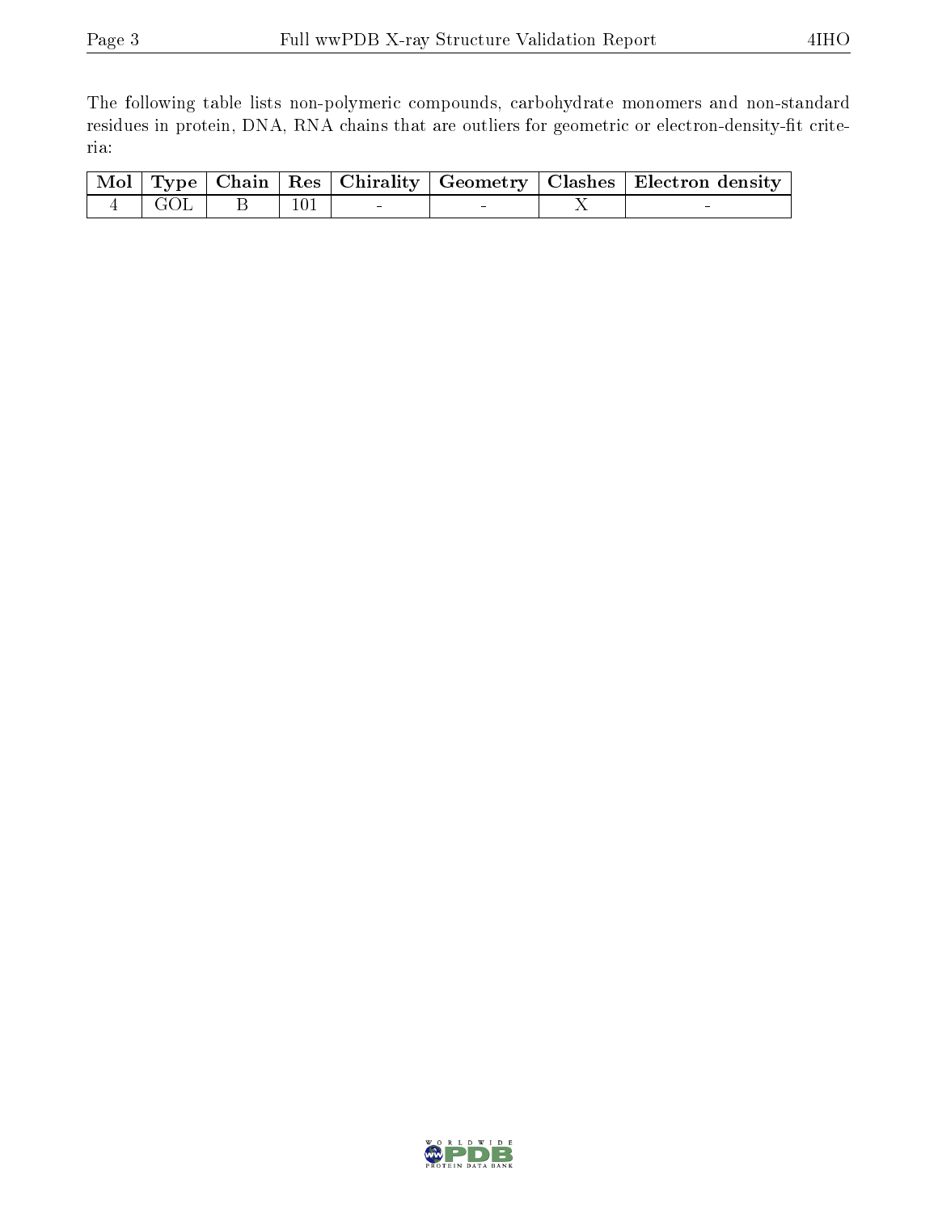The following table lists non-polymeric compounds, carbohydrate monomers and non-standard residues in protein, DNA, RNA chains that are outliers for geometric or electron-density-fit criteria:

| Mol | Type | Chain | Res | Chirality | Geometry | Clashes | Electron density |
|---|---|---|---|---|---|---|---|
| 4 | GOL | B | 101 | - | - | X | - |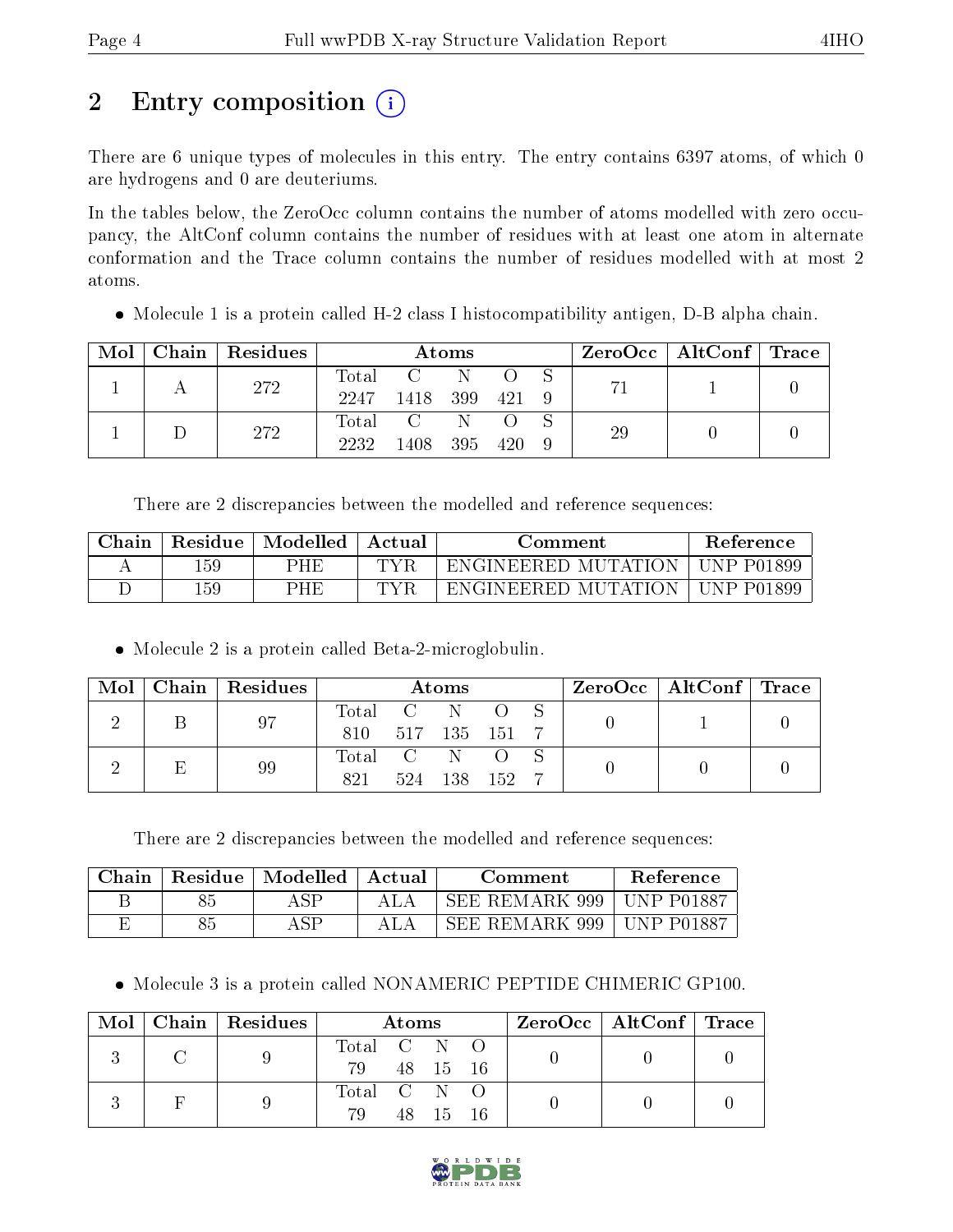# 2 Entry composition

There are 6 unique types of molecules in this entry. The entry contains 6397 atoms, of which 0 are hydrogens and 0 are deuteriums.

In the tables below, the ZeroOcc column contains the number of atoms modelled with zero occupancy, the AltConf column contains the number of residues with at least one atom in alternate conformation and the Trace column contains the number of residues modelled with at most 2 atoms.

- Molecule 1 is a protein called H-2 class I histocompatibility antigen, D-B alpha chain.

| Mol | Chain | Residues | Atoms | | | | | ZeroOcc | AltConf | Trace |
|---|---|---|---|---|---|---|---|---|---|---|
| 1 | A | 272 | Total<br>2247 | C<br>1418 | N<br>399 | O<br>421 | S<br>9 | 71 | 1 | 0 |
| 1 | D | 272 | Total<br>2232 | C<br>1408 | N<br>395 | O<br>420 | S<br>9 | 29 | 0 | 0 |

There are 2 discrepancies between the modelled and reference sequences:

| Chain | Residue | Modelled | Actual | Comment | Reference |
|---|---|---|---|---|---|
| A | 159 | PHE | TYR | ENGINEERED MUTATION | UNP P01899 |
| D | 159 | PHE | TYR | ENGINEERED MUTATION | UNP P01899 |

- Molecule 2 is a protein called Beta-2-microglobulin.

| Mol | Chain | Residues | Atoms | | | | | ZeroOcc | AltConf | Trace |
|---|---|---|---|---|---|---|---|---|---|---|
| 2 | B | 97 | Total<br>810 | C<br>517 | N<br>135 | O<br>151 | S<br>7 | 0 | 1 | 0 |
| 2 | E | 99 | Total<br>821 | C<br>524 | N<br>138 | O<br>152 | S<br>7 | 0 | 0 | 0 |

There are 2 discrepancies between the modelled and reference sequences:

| Chain | Residue | Modelled | Actual | Comment | Reference |
|---|---|---|---|---|---|
| B | 85 | ASP | ALA | SEE REMARK 999 | UNP P01887 |
| E | 85 | ASP | ALA | SEE REMARK 999 | UNP P01887 |

- Molecule 3 is a protein called NONAMERIC PEPTIDE CHIMERIC GP100.

| Mol | Chain | Residues | Atoms | | | | ZeroOcc | AltConf | Trace |
|---|---|---|---|---|---|---|---|---|---|
| 3 | C | 9 | Total<br>79 | C<br>48 | N<br>15 | O<br>16 | 0 | 0 | 0 |
| 3 | F | 9 | Total<br>79 | C<br>48 | N<br>15 | O<br>16 | 0 | 0 | 0 |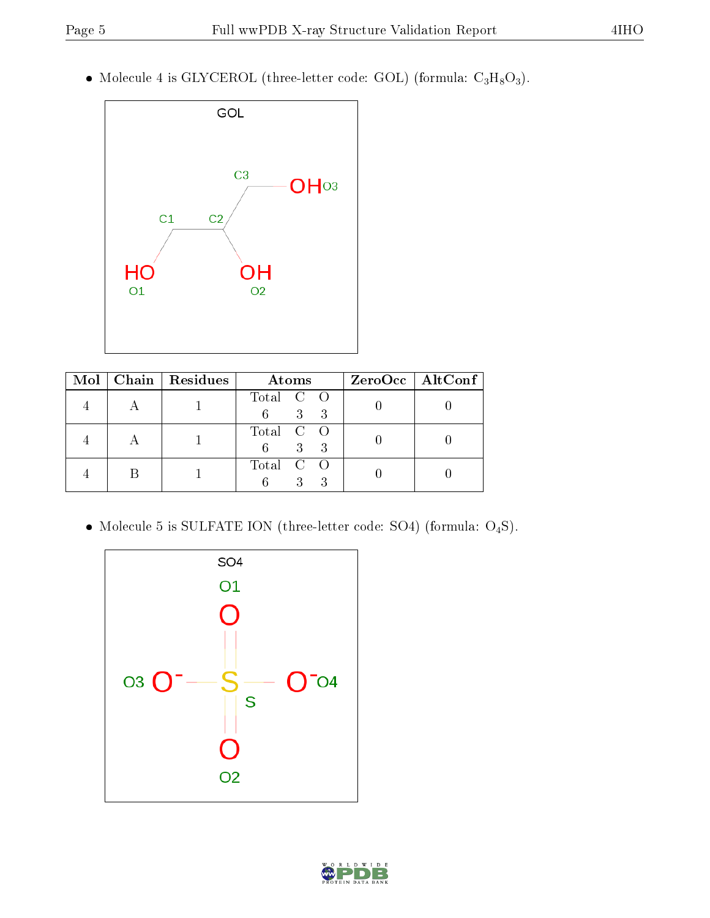- Molecule 4 is GLYCEROL (three-letter code: GOL) (formula: $C_3H_8O_3$).

| Mol | Chain | Residues | Atoms | | | ZeroOcc | AltConf |
|---|---|---|---|---|---|---|---|
| | | | Total | C | O | | |
| 4 | A | 1 | 6 | 3 | 3 | 0 | 0 |
| 4 | A | 1 | 6 | 3 | 3 | 0 | 0 |
| 4 | B | 1 | 6 | 3 | 3 | 0 | 0 |

- Molecule 5 is SULFATE ION (three-letter code: SO4) (formula: $O_4S$).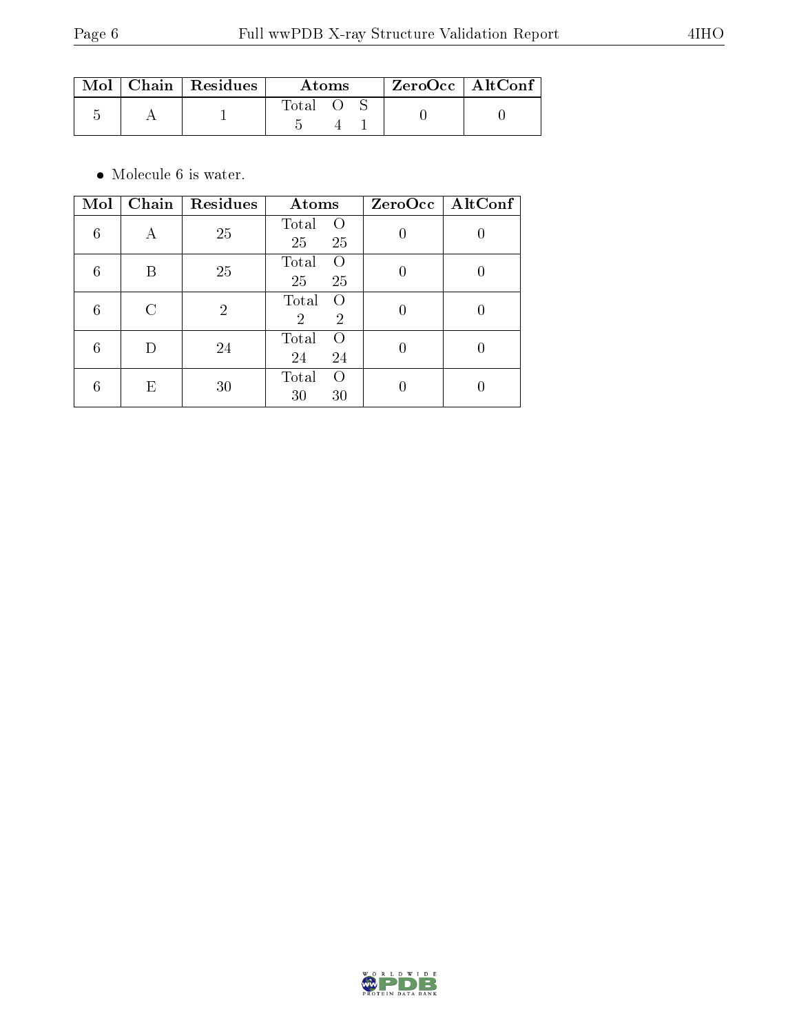| Mol | Chain | Residues | Atoms | ZeroOcc | AltConf |
|---|---|---|---|---|---|
| 5 | A | 1 | Total O S<br>5 4 1 | 0 | 0 |

- Molecule 6 is water.

| Mol | Chain | Residues | Atoms | ZeroOcc | AltConf |
|---|---|---|---|---|---|
| 6 | A | 25 | Total O<br>25 25 | 0 | 0 |
| 6 | B | 25 | Total O<br>25 25 | 0 | 0 |
| 6 | C | 2 | Total O<br>2 2 | 0 | 0 |
| 6 | D | 24 | Total O<br>24 24 | 0 | 0 |
| 6 | E | 30 | Total O<br>30 30 | 0 | 0 |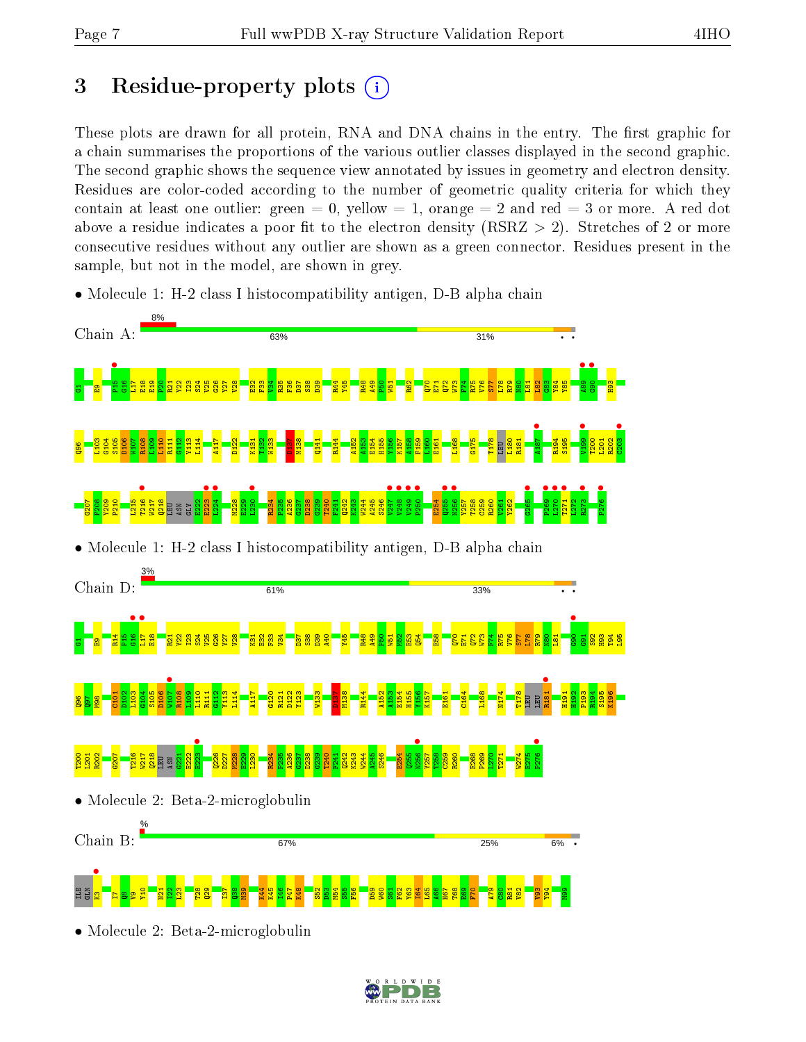# 3 Residue-property plots

These plots are drawn for all protein, RNA and DNA chains in the entry. The first graphic for a chain summarises the proportions of the various outlier classes displayed in the second graphic. The second graphic shows the sequence view annotated by issues in geometry and electron density. Residues are color-coded according to the number of geometric quality criteria for which they contain at least one outlier: green = 0, yellow = 1, orange = 2 and red = 3 or more. A red dot above a residue indicates a poor fit to the electron density (RSRZ > 2). Stretches of 2 or more consecutive residues without any outlier are shown as a green connector. Residues present in the sample, but not in the model, are shown in grey.

- Molecule 1: H-2 class I histocompatibility antigen, D-B alpha chain

Chain A: 8% | 63% | 31%

- Molecule 1: H-2 class I histocompatibility antigen, D-B alpha chain

Chain D: 3% | 61% | 33%

- Molecule 2: Beta-2-microglobulin

Chain B: % | 67% | 25% | 6%

- Molecule 2: Beta-2-microglobulin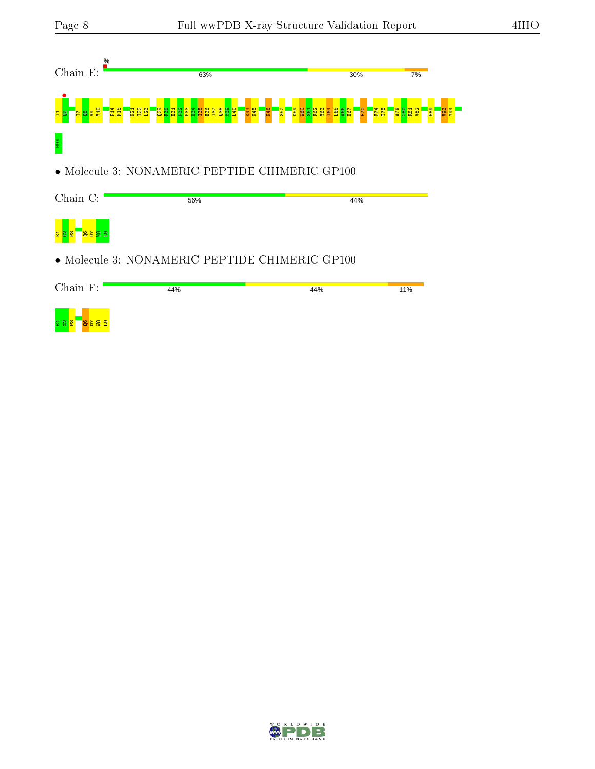Chain E: 63% 30% 7%

I1 Q2 I7 Q8 V9 Y10 P14 P15 N21 I22 L23 Q29 P30 H31 P32 P33 H34 I35 E36 I37 Q38 M39 L40 K44 K45 K48 S52 D59 W60 S61 F62 Y63 I64 L65 A66 H67 F70 E74 T75 A79 C80 R81 V82 E89 V93 Y94 M99

• Molecule 3: NONAMERIC PEPTIDE CHIMERIC GP100

Chain C: 56% 44%

E1 G2 P3 Q6 D7 W8 L9

• Molecule 3: NONAMERIC PEPTIDE CHIMERIC GP100

Chain F: 44% 44% 11%

E1 G2 P3 Q6 D7 W8 L9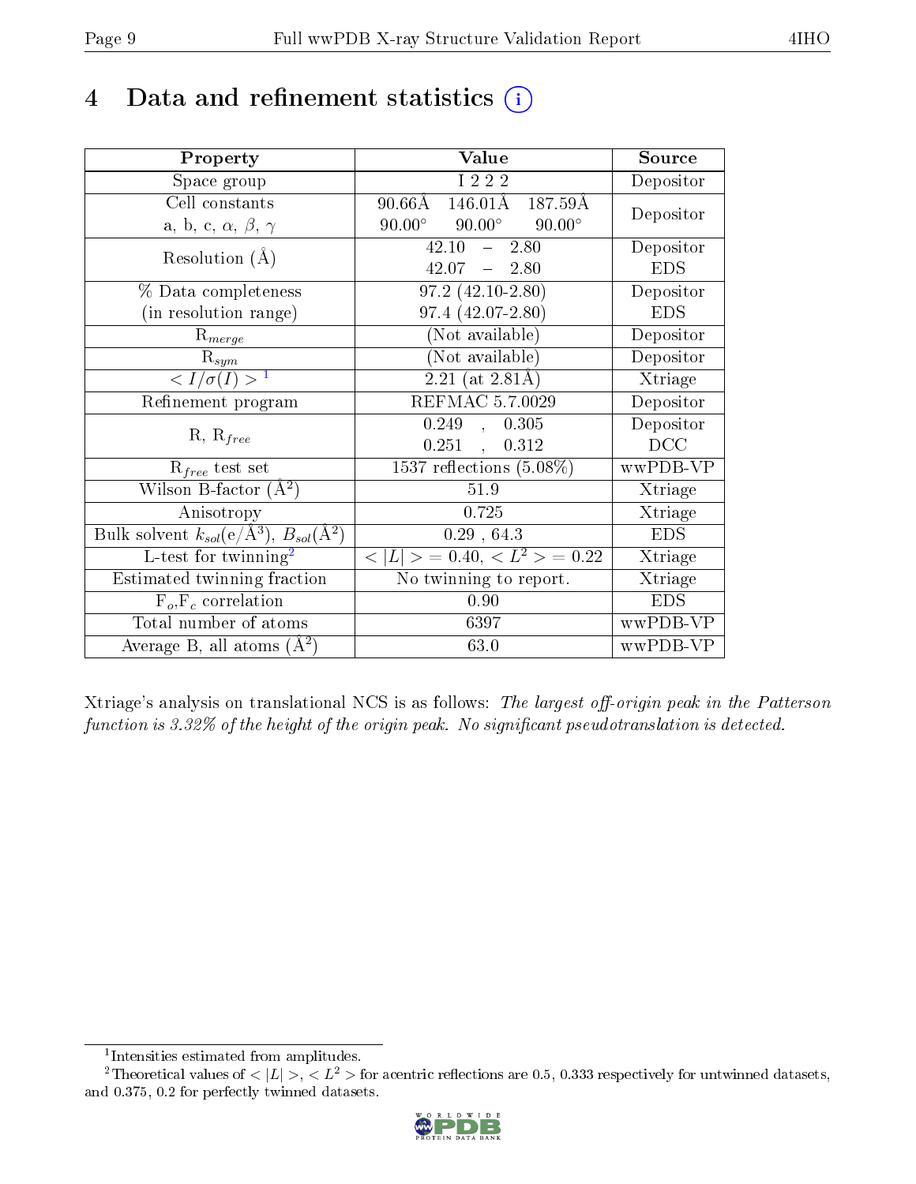# 4 Data and refinement statistics

| Property | Value | Source |
|---|---|---|
| Space group | I 2 2 2 | Depositor |
| Cell constants<br>a, b, c, $\alpha$, $\beta$, $\gamma$ | 90.66Å 146.01Å 187.59Å<br>90.00° 90.00° 90.00° | Depositor |
| Resolution (Å) | 42.10 – 2.80<br>42.07 – 2.80 | Depositor<br>EDS |
| % Data completeness<br>(in resolution range) | 97.2 (42.10-2.80)<br>97.4 (42.07-2.80) | Depositor<br>EDS |
| $R_{merge}$ | (Not available) | Depositor |
| $R_{sym}$ | (Not available) | Depositor |
| $< I/\sigma(I) >$ [1] | 2.21 (at 2.81Å) | Xtriage |
| Refinement program | REFMAC 5.7.0029 | Depositor |
| R, $R_{free}$ | 0.249 , 0.305<br>0.251 , 0.312 | Depositor<br>DCC |
| $R_{free}$ test set | 1537 reflections (5.08%) | wwPDB-VP |
| Wilson B-factor (Å$^2$) | 51.9 | Xtriage |
| Anisotropy | 0.725 | Xtriage |
| Bulk solvent $k_{sol}$(e/Å$^3$), $B_{sol}$(Å$^2$) | 0.29 , 64.3 | EDS |
| L-test for twinning[2] | $< \|L\| > = 0.40$, $< L^2 > = 0.22$ | Xtriage |
| Estimated twinning fraction | No twinning to report. | Xtriage |
| $F_o$,$F_c$ correlation | 0.90 | EDS |
| Total number of atoms | 6397 | wwPDB-VP |
| Average B, all atoms (Å$^2$) | 63.0 | wwPDB-VP |

Xtriage's analysis on translational NCS is as follows: *The largest off-origin peak in the Patterson function is 3.32% of the height of the origin peak. No significant pseudotranslation is detected.*

[1] Intensities estimated from amplitudes.

[2] Theoretical values of $< |L| >$, $< L^2 >$ for acentric reflections are 0.5, 0.333 respectively for untwinned datasets, and 0.375, 0.2 for perfectly twinned datasets.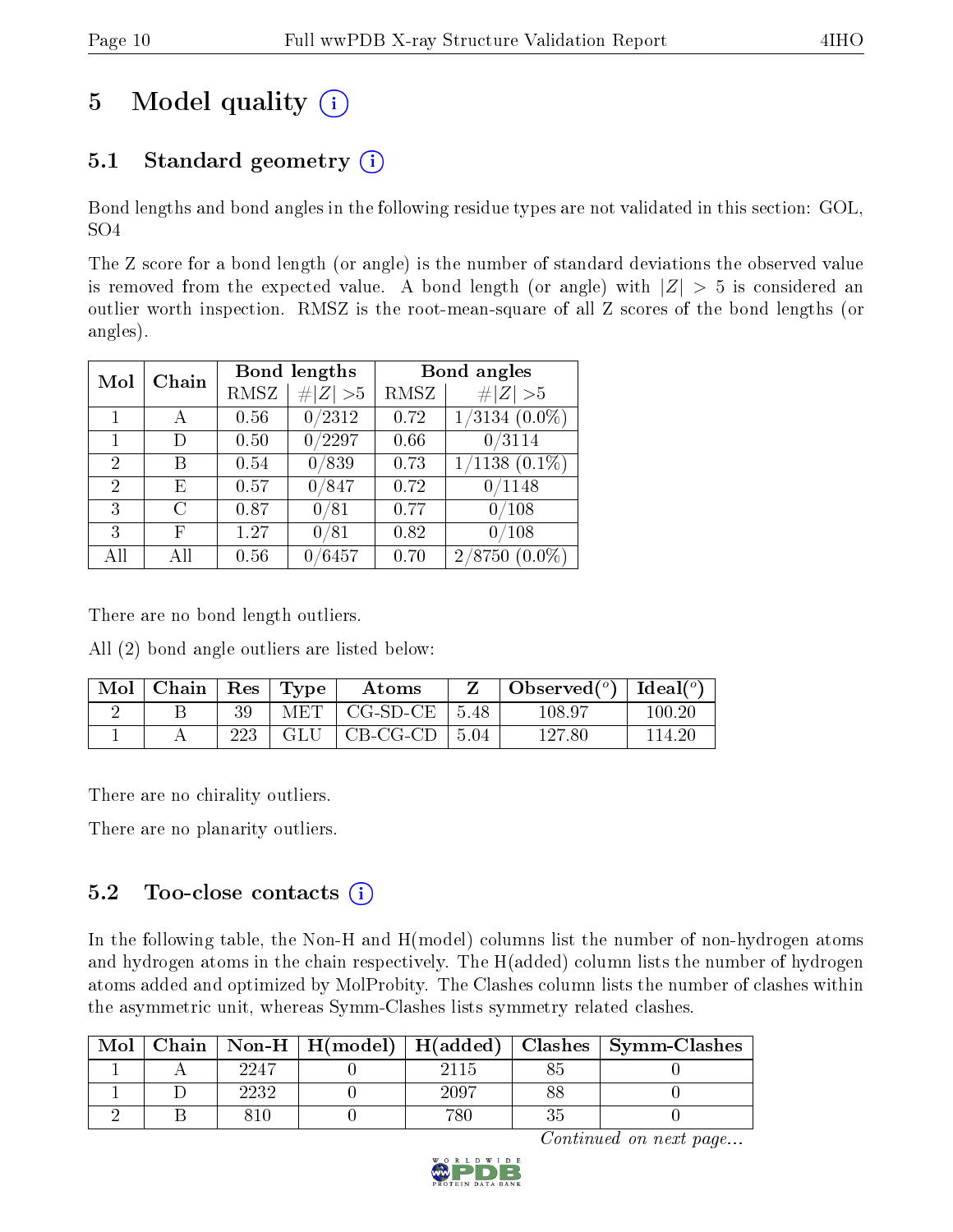# 5 Model quality

## 5.1 Standard geometry

Bond lengths and bond angles in the following residue types are not validated in this section: GOL, SO4

The Z score for a bond length (or angle) is the number of standard deviations the observed value is removed from the expected value. A bond length (or angle) with $|Z| > 5$ is considered an outlier worth inspection. RMSZ is the root-mean-square of all Z scores of the bond lengths (or angles).

| Mol | Chain | Bond lengths | | Bond angles | |
|---|---|---|---|---|---|
| | | RMSZ | #\|Z\| >5 | RMSZ | #\|Z\| >5 |
| 1 | A | 0.56 | 0/2312 | 0.72 | 1/3134 (0.0%) |
| 1 | D | 0.50 | 0/2297 | 0.66 | 0/3114 |
| 2 | B | 0.54 | 0/839 | 0.73 | 1/1138 (0.1%) |
| 2 | E | 0.57 | 0/847 | 0.72 | 0/1148 |
| 3 | C | 0.87 | 0/81 | 0.77 | 0/108 |
| 3 | F | 1.27 | 0/81 | 0.82 | 0/108 |
| All | All | 0.56 | 0/6457 | 0.70 | 2/8750 (0.0%) |

There are no bond length outliers.

All (2) bond angle outliers are listed below:

| Mol | Chain | Res | Type | Atoms | Z | Observed(°) | Ideal(°) |
|---|---|---|---|---|---|---|---|
| 2 | B | 39 | MET | CG-SD-CE | 5.48 | 108.97 | 100.20 |
| 1 | A | 223 | GLU | CB-CG-CD | 5.04 | 127.80 | 114.20 |

There are no chirality outliers.

There are no planarity outliers.

## 5.2 Too-close contacts

In the following table, the Non-H and H(model) columns list the number of non-hydrogen atoms and hydrogen atoms in the chain respectively. The H(added) column lists the number of hydrogen atoms added and optimized by MolProbity. The Clashes column lists the number of clashes within the asymmetric unit, whereas Symm-Clashes lists symmetry related clashes.

| Mol | Chain | Non-H | H(model) | H(added) | Clashes | Symm-Clashes |
|---|---|---|---|---|---|---|
| 1 | A | 2247 | 0 | 2115 | 85 | 0 |
| 1 | D | 2232 | 0 | 2097 | 88 | 0 |
| 2 | B | 810 | 0 | 780 | 35 | 0 |

*Continued on next page...*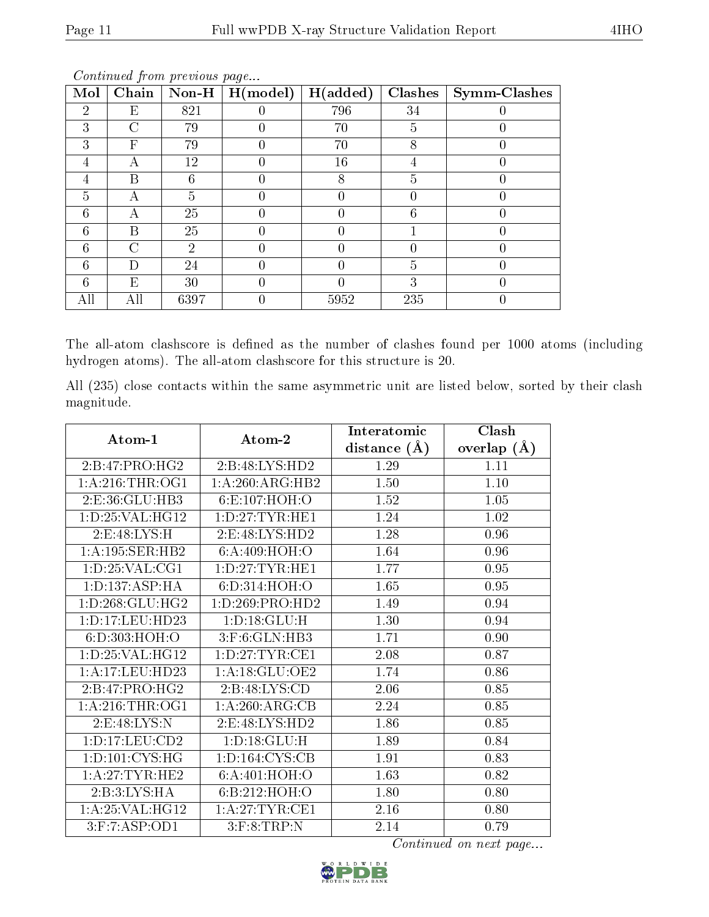*Continued from previous page...*

| Mol | Chain | Non-H | H(model) | H(added) | Clashes | Symm-Clashes |
|---|---|---|---|---|---|---|
| 2 | E | 821 | 0 | 796 | 34 | 0 |
| 3 | C | 79 | 0 | 70 | 5 | 0 |
| 3 | F | 79 | 0 | 70 | 8 | 0 |
| 4 | A | 12 | 0 | 16 | 4 | 0 |
| 4 | B | 6 | 0 | 8 | 5 | 0 |
| 5 | A | 5 | 0 | 0 | 0 | 0 |
| 6 | A | 25 | 0 | 0 | 6 | 0 |
| 6 | B | 25 | 0 | 0 | 1 | 0 |
| 6 | C | 2 | 0 | 0 | 0 | 0 |
| 6 | D | 24 | 0 | 0 | 5 | 0 |
| 6 | E | 30 | 0 | 0 | 3 | 0 |
| All | All | 6397 | 0 | 5952 | 235 | 0 |

The all-atom clashscore is defined as the number of clashes found per 1000 atoms (including hydrogen atoms). The all-atom clashscore for this structure is 20.

All (235) close contacts within the same asymmetric unit are listed below, sorted by their clash magnitude.

| Atom-1 | Atom-2 | Interatomic distance (Å) | Clash overlap (Å) |
|---|---|---|---|
| 2:B:47:PRO:HG2 | 2:B:48:LYS:HD2 | 1.29 | 1.11 |
| 1:A:216:THR:OG1 | 1:A:260:ARG:HB2 | 1.50 | 1.10 |
| 2:E:36:GLU:HB3 | 6:E:107:HOH:O | 1.52 | 1.05 |
| 1:D:25:VAL:HG12 | 1:D:27:TYR:HE1 | 1.24 | 1.02 |
| 2:E:48:LYS:H | 2:E:48:LYS:HD2 | 1.28 | 0.96 |
| 1:A:195:SER:HB2 | 6:A:409:HOH:O | 1.64 | 0.96 |
| 1:D:25:VAL:CG1 | 1:D:27:TYR:HE1 | 1.77 | 0.95 |
| 1:D:137:ASP:HA | 6:D:314:HOH:O | 1.65 | 0.95 |
| 1:D:268:GLU:HG2 | 1:D:269:PRO:HD2 | 1.49 | 0.94 |
| 1:D:17:LEU:HD23 | 1:D:18:GLU:H | 1.30 | 0.94 |
| 6:D:303:HOH:O | 3:F:6:GLN:HB3 | 1.71 | 0.90 |
| 1:D:25:VAL:HG12 | 1:D:27:TYR:CE1 | 2.08 | 0.87 |
| 1:A:17:LEU:HD23 | 1:A:18:GLU:OE2 | 1.74 | 0.86 |
| 2:B:47:PRO:HG2 | 2:B:48:LYS:CD | 2.06 | 0.85 |
| 1:A:216:THR:OG1 | 1:A:260:ARG:CB | 2.24 | 0.85 |
| 2:E:48:LYS:N | 2:E:48:LYS:HD2 | 1.86 | 0.85 |
| 1:D:17:LEU:CD2 | 1:D:18:GLU:H | 1.89 | 0.84 |
| 1:D:101:CYS:HG | 1:D:164:CYS:CB | 1.91 | 0.83 |
| 1:A:27:TYR:HE2 | 6:A:401:HOH:O | 1.63 | 0.82 |
| 2:B:3:LYS:HA | 6:B:212:HOH:O | 1.80 | 0.80 |
| 1:A:25:VAL:HG12 | 1:A:27:TYR:CE1 | 2.16 | 0.80 |
| 3:F:7:ASP:OD1 | 3:F:8:TRP:N | 2.14 | 0.79 |

*Continued on next page...*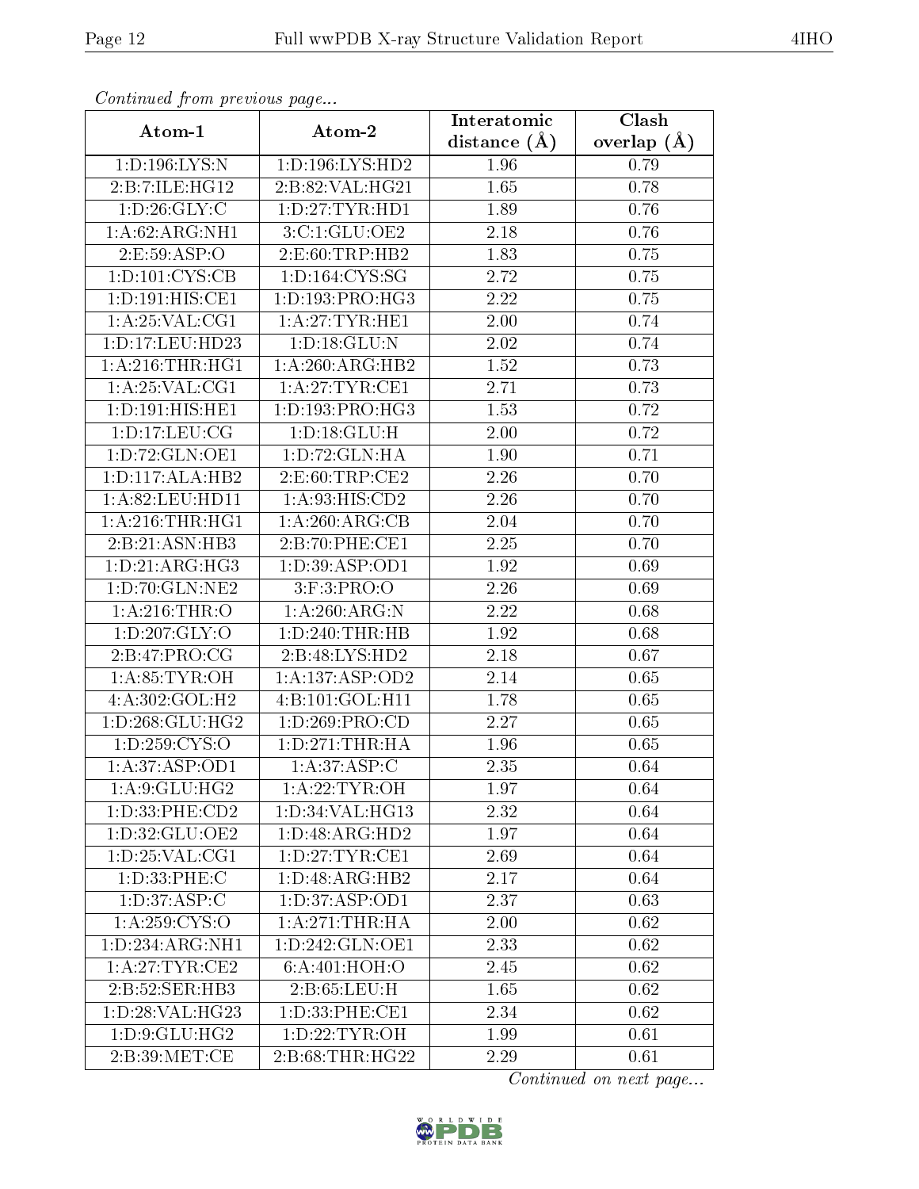*Continued from previous page...*

| Atom-1 | Atom-2 | Interatomic distance (Å) | Clash overlap (Å) |
|---|---|---|---|
| 1:D:196:LYS:N | 1:D:196:LYS:HD2 | 1.96 | 0.79 |
| 2:B:7:ILE:HG12 | 2:B:82:VAL:HG21 | 1.65 | 0.78 |
| 1:D:26:GLY:C | 1:D:27:TYR:HD1 | 1.89 | 0.76 |
| 1:A:62:ARG:NH1 | 3:C:1:GLU:OE2 | 2.18 | 0.76 |
| 2:E:59:ASP:O | 2:E:60:TRP:HB2 | 1.83 | 0.75 |
| 1:D:101:CYS:CB | 1:D:164:CYS:SG | 2.72 | 0.75 |
| 1:D:191:HIS:CE1 | 1:D:193:PRO:HG3 | 2.22 | 0.75 |
| 1:A:25:VAL:CG1 | 1:A:27:TYR:HE1 | 2.00 | 0.74 |
| 1:D:17:LEU:HD23 | 1:D:18:GLU:N | 2.02 | 0.74 |
| 1:A:216:THR:HG1 | 1:A:260:ARG:HB2 | 1.52 | 0.73 |
| 1:A:25:VAL:CG1 | 1:A:27:TYR:CE1 | 2.71 | 0.73 |
| 1:D:191:HIS:HE1 | 1:D:193:PRO:HG3 | 1.53 | 0.72 |
| 1:D:17:LEU:CG | 1:D:18:GLU:H | 2.00 | 0.72 |
| 1:D:72:GLN:OE1 | 1:D:72:GLN:HA | 1.90 | 0.71 |
| 1:D:117:ALA:HB2 | 2:E:60:TRP:CE2 | 2.26 | 0.70 |
| 1:A:82:LEU:HD11 | 1:A:93:HIS:CD2 | 2.26 | 0.70 |
| 1:A:216:THR:HG1 | 1:A:260:ARG:CB | 2.04 | 0.70 |
| 2:B:21:ASN:HB3 | 2:B:70:PHE:CE1 | 2.25 | 0.70 |
| 1:D:21:ARG:HG3 | 1:D:39:ASP:OD1 | 1.92 | 0.69 |
| 1:D:70:GLN:NE2 | 3:F:3:PRO:O | 2.26 | 0.69 |
| 1:A:216:THR:O | 1:A:260:ARG:N | 2.22 | 0.68 |
| 1:D:207:GLY:O | 1:D:240:THR:HB | 1.92 | 0.68 |
| 2:B:47:PRO:CG | 2:B:48:LYS:HD2 | 2.18 | 0.67 |
| 1:A:85:TYR:OH | 1:A:137:ASP:OD2 | 2.14 | 0.65 |
| 4:A:302:GOL:H2 | 4:B:101:GOL:H11 | 1.78 | 0.65 |
| 1:D:268:GLU:HG2 | 1:D:269:PRO:CD | 2.27 | 0.65 |
| 1:D:259:CYS:O | 1:D:271:THR:HA | 1.96 | 0.65 |
| 1:A:37:ASP:OD1 | 1:A:37:ASP:C | 2.35 | 0.64 |
| 1:A:9:GLU:HG2 | 1:A:22:TYR:OH | 1.97 | 0.64 |
| 1:D:33:PHE:CD2 | 1:D:34:VAL:HG13 | 2.32 | 0.64 |
| 1:D:32:GLU:OE2 | 1:D:48:ARG:HD2 | 1.97 | 0.64 |
| 1:D:25:VAL:CG1 | 1:D:27:TYR:CE1 | 2.69 | 0.64 |
| 1:D:33:PHE:C | 1:D:48:ARG:HB2 | 2.17 | 0.64 |
| 1:D:37:ASP:C | 1:D:37:ASP:OD1 | 2.37 | 0.63 |
| 1:A:259:CYS:O | 1:A:271:THR:HA | 2.00 | 0.62 |
| 1:D:234:ARG:NH1 | 1:D:242:GLN:OE1 | 2.33 | 0.62 |
| 1:A:27:TYR:CE2 | 6:A:401:HOH:O | 2.45 | 0.62 |
| 2:B:52:SER:HB3 | 2:B:65:LEU:H | 1.65 | 0.62 |
| 1:D:28:VAL:HG23 | 1:D:33:PHE:CE1 | 2.34 | 0.62 |
| 1:D:9:GLU:HG2 | 1:D:22:TYR:OH | 1.99 | 0.61 |
| 2:B:39:MET:CE | 2:B:68:THR:HG22 | 2.29 | 0.61 |

*Continued on next page...*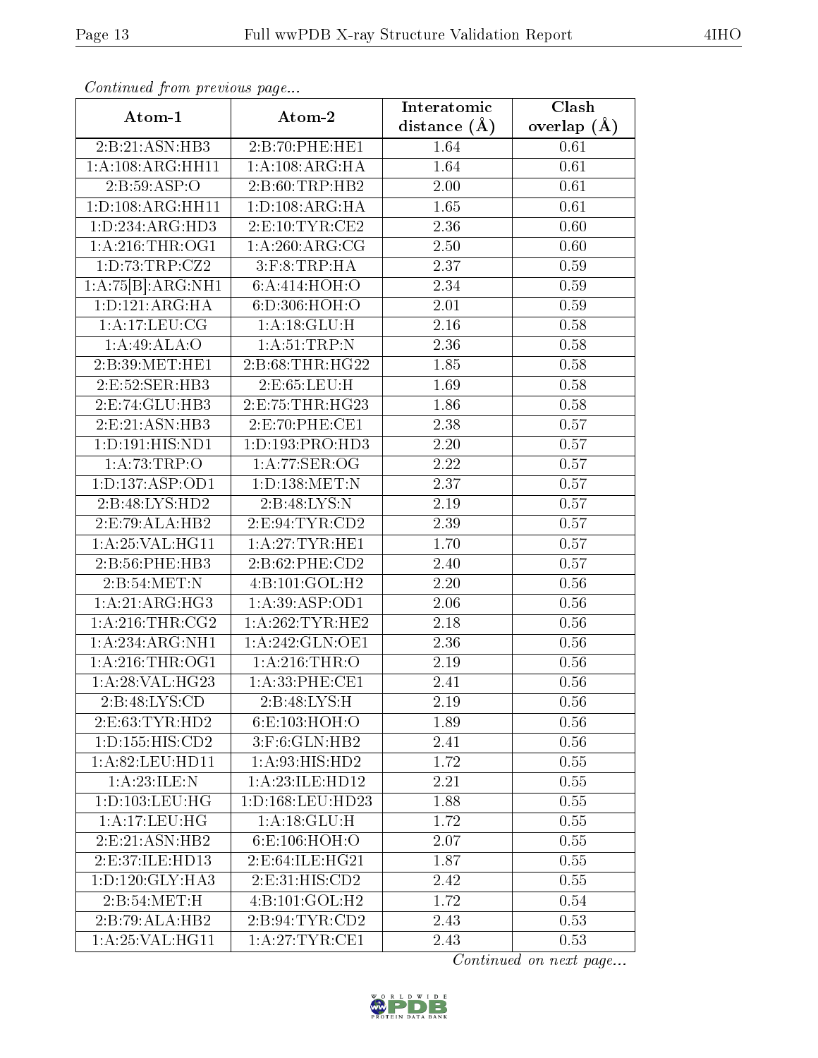*Continued from previous page...*

| Atom-1 | Atom-2 | Interatomic distance (Å) | Clash overlap (Å) |
|---|---|---|---|
| 2:B:21:ASN:HB3 | 2:B:70:PHE:HE1 | 1.64 | 0.61 |
| 1:A:108:ARG:HH11 | 1:A:108:ARG:HA | 1.64 | 0.61 |
| 2:B:59:ASP:O | 2:B:60:TRP:HB2 | 2.00 | 0.61 |
| 1:D:108:ARG:HH11 | 1:D:108:ARG:HA | 1.65 | 0.61 |
| 1:D:234:ARG:HD3 | 2:E:10:TYR:CE2 | 2.36 | 0.60 |
| 1:A:216:THR:OG1 | 1:A:260:ARG:CG | 2.50 | 0.60 |
| 1:D:73:TRP:CZ2 | 3:F:8:TRP:HA | 2.37 | 0.59 |
| 1:A:75[B]:ARG:NH1 | 6:A:414:HOH:O | 2.34 | 0.59 |
| 1:D:121:ARG:HA | 6:D:306:HOH:O | 2.01 | 0.59 |
| 1:A:17:LEU:CG | 1:A:18:GLU:H | 2.16 | 0.58 |
| 1:A:49:ALA:O | 1:A:51:TRP:N | 2.36 | 0.58 |
| 2:B:39:MET:HE1 | 2:B:68:THR:HG22 | 1.85 | 0.58 |
| 2:E:52:SER:HB3 | 2:E:65:LEU:H | 1.69 | 0.58 |
| 2:E:74:GLU:HB3 | 2:E:75:THR:HG23 | 1.86 | 0.58 |
| 2:E:21:ASN:HB3 | 2:E:70:PHE:CE1 | 2.38 | 0.57 |
| 1:D:191:HIS:ND1 | 1:D:193:PRO:HD3 | 2.20 | 0.57 |
| 1:A:73:TRP:O | 1:A:77:SER:OG | 2.22 | 0.57 |
| 1:D:137:ASP:OD1 | 1:D:138:MET:N | 2.37 | 0.57 |
| 2:B:48:LYS:HD2 | 2:B:48:LYS:N | 2.19 | 0.57 |
| 2:E:79:ALA:HB2 | 2:E:94:TYR:CD2 | 2.39 | 0.57 |
| 1:A:25:VAL:HG11 | 1:A:27:TYR:HE1 | 1.70 | 0.57 |
| 2:B:56:PHE:HB3 | 2:B:62:PHE:CD2 | 2.40 | 0.57 |
| 2:B:54:MET:N | 4:B:101:GOL:H2 | 2.20 | 0.56 |
| 1:A:21:ARG:HG3 | 1:A:39:ASP:OD1 | 2.06 | 0.56 |
| 1:A:216:THR:CG2 | 1:A:262:TYR:HE2 | 2.18 | 0.56 |
| 1:A:234:ARG:NH1 | 1:A:242:GLN:OE1 | 2.36 | 0.56 |
| 1:A:216:THR:OG1 | 1:A:216:THR:O | 2.19 | 0.56 |
| 1:A:28:VAL:HG23 | 1:A:33:PHE:CE1 | 2.41 | 0.56 |
| 2:B:48:LYS:CD | 2:B:48:LYS:H | 2.19 | 0.56 |
| 2:E:63:TYR:HD2 | 6:E:103:HOH:O | 1.89 | 0.56 |
| 1:D:155:HIS:CD2 | 3:F:6:GLN:HB2 | 2.41 | 0.56 |
| 1:A:82:LEU:HD11 | 1:A:93:HIS:HD2 | 1.72 | 0.55 |
| 1:A:23:ILE:N | 1:A:23:ILE:HD12 | 2.21 | 0.55 |
| 1:D:103:LEU:HG | 1:D:168:LEU:HD23 | 1.88 | 0.55 |
| 1:A:17:LEU:HG | 1:A:18:GLU:H | 1.72 | 0.55 |
| 2:E:21:ASN:HB2 | 6:E:106:HOH:O | 2.07 | 0.55 |
| 2:E:37:ILE:HD13 | 2:E:64:ILE:HG21 | 1.87 | 0.55 |
| 1:D:120:GLY:HA3 | 2:E:31:HIS:CD2 | 2.42 | 0.55 |
| 2:B:54:MET:H | 4:B:101:GOL:H2 | 1.72 | 0.54 |
| 2:B:79:ALA:HB2 | 2:B:94:TYR:CD2 | 2.43 | 0.53 |
| 1:A:25:VAL:HG11 | 1:A:27:TYR:CE1 | 2.43 | 0.53 |

*Continued on next page...*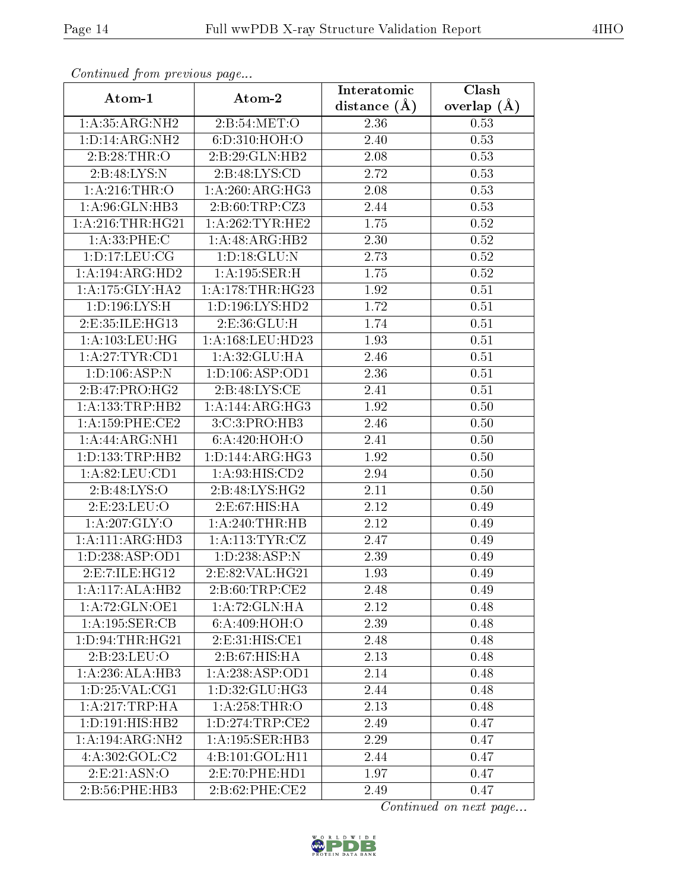*Continued from previous page...*

| Atom-1 | Atom-2 | Interatomic distance (Å) | Clash overlap (Å) |
|---|---|---|---|
| 1:A:35:ARG:NH2 | 2:B:54:MET:O | 2.36 | 0.53 |
| 1:D:14:ARG:NH2 | 6:D:310:HOH:O | 2.40 | 0.53 |
| 2:B:28:THR:O | 2:B:29:GLN:HB2 | 2.08 | 0.53 |
| 2:B:48:LYS:N | 2:B:48:LYS:CD | 2.72 | 0.53 |
| 1:A:216:THR:O | 1:A:260:ARG:HG3 | 2.08 | 0.53 |
| 1:A:96:GLN:HB3 | 2:B:60:TRP:CZ3 | 2.44 | 0.53 |
| 1:A:216:THR:HG21 | 1:A:262:TYR:HE2 | 1.75 | 0.52 |
| 1:A:33:PHE:C | 1:A:48:ARG:HB2 | 2.30 | 0.52 |
| 1:D:17:LEU:CG | 1:D:18:GLU:N | 2.73 | 0.52 |
| 1:A:194:ARG:HD2 | 1:A:195:SER:H | 1.75 | 0.52 |
| 1:A:175:GLY:HA2 | 1:A:178:THR:HG23 | 1.92 | 0.51 |
| 1:D:196:LYS:H | 1:D:196:LYS:HD2 | 1.72 | 0.51 |
| 2:E:35:ILE:HG13 | 2:E:36:GLU:H | 1.74 | 0.51 |
| 1:A:103:LEU:HG | 1:A:168:LEU:HD23 | 1.93 | 0.51 |
| 1:A:27:TYR:CD1 | 1:A:32:GLU:HA | 2.46 | 0.51 |
| 1:D:106:ASP:N | 1:D:106:ASP:OD1 | 2.36 | 0.51 |
| 2:B:47:PRO:HG2 | 2:B:48:LYS:CE | 2.41 | 0.51 |
| 1:A:133:TRP:HB2 | 1:A:144:ARG:HG3 | 1.92 | 0.50 |
| 1:A:159:PHE:CE2 | 3:C:3:PRO:HB3 | 2.46 | 0.50 |
| 1:A:44:ARG:NH1 | 6:A:420:HOH:O | 2.41 | 0.50 |
| 1:D:133:TRP:HB2 | 1:D:144:ARG:HG3 | 1.92 | 0.50 |
| 1:A:82:LEU:CD1 | 1:A:93:HIS:CD2 | 2.94 | 0.50 |
| 2:B:48:LYS:O | 2:B:48:LYS:HG2 | 2.11 | 0.50 |
| 2:E:23:LEU:O | 2:E:67:HIS:HA | 2.12 | 0.49 |
| 1:A:207:GLY:O | 1:A:240:THR:HB | 2.12 | 0.49 |
| 1:A:111:ARG:HD3 | 1:A:113:TYR:CZ | 2.47 | 0.49 |
| 1:D:238:ASP:OD1 | 1:D:238:ASP:N | 2.39 | 0.49 |
| 2:E:7:ILE:HG12 | 2:E:82:VAL:HG21 | 1.93 | 0.49 |
| 1:A:117:ALA:HB2 | 2:B:60:TRP:CE2 | 2.48 | 0.49 |
| 1:A:72:GLN:OE1 | 1:A:72:GLN:HA | 2.12 | 0.48 |
| 1:A:195:SER:CB | 6:A:409:HOH:O | 2.39 | 0.48 |
| 1:D:94:THR:HG21 | 2:E:31:HIS:CE1 | 2.48 | 0.48 |
| 2:B:23:LEU:O | 2:B:67:HIS:HA | 2.13 | 0.48 |
| 1:A:236:ALA:HB3 | 1:A:238:ASP:OD1 | 2.14 | 0.48 |
| 1:D:25:VAL:CG1 | 1:D:32:GLU:HG3 | 2.44 | 0.48 |
| 1:A:217:TRP:HA | 1:A:258:THR:O | 2.13 | 0.48 |
| 1:D:191:HIS:HB2 | 1:D:274:TRP:CE2 | 2.49 | 0.47 |
| 1:A:194:ARG:NH2 | 1:A:195:SER:HB3 | 2.29 | 0.47 |
| 4:A:302:GOL:C2 | 4:B:101:GOL:H11 | 2.44 | 0.47 |
| 2:E:21:ASN:O | 2:E:70:PHE:HD1 | 1.97 | 0.47 |
| 2:B:56:PHE:HB3 | 2:B:62:PHE:CE2 | 2.49 | 0.47 |

*Continued on next page...*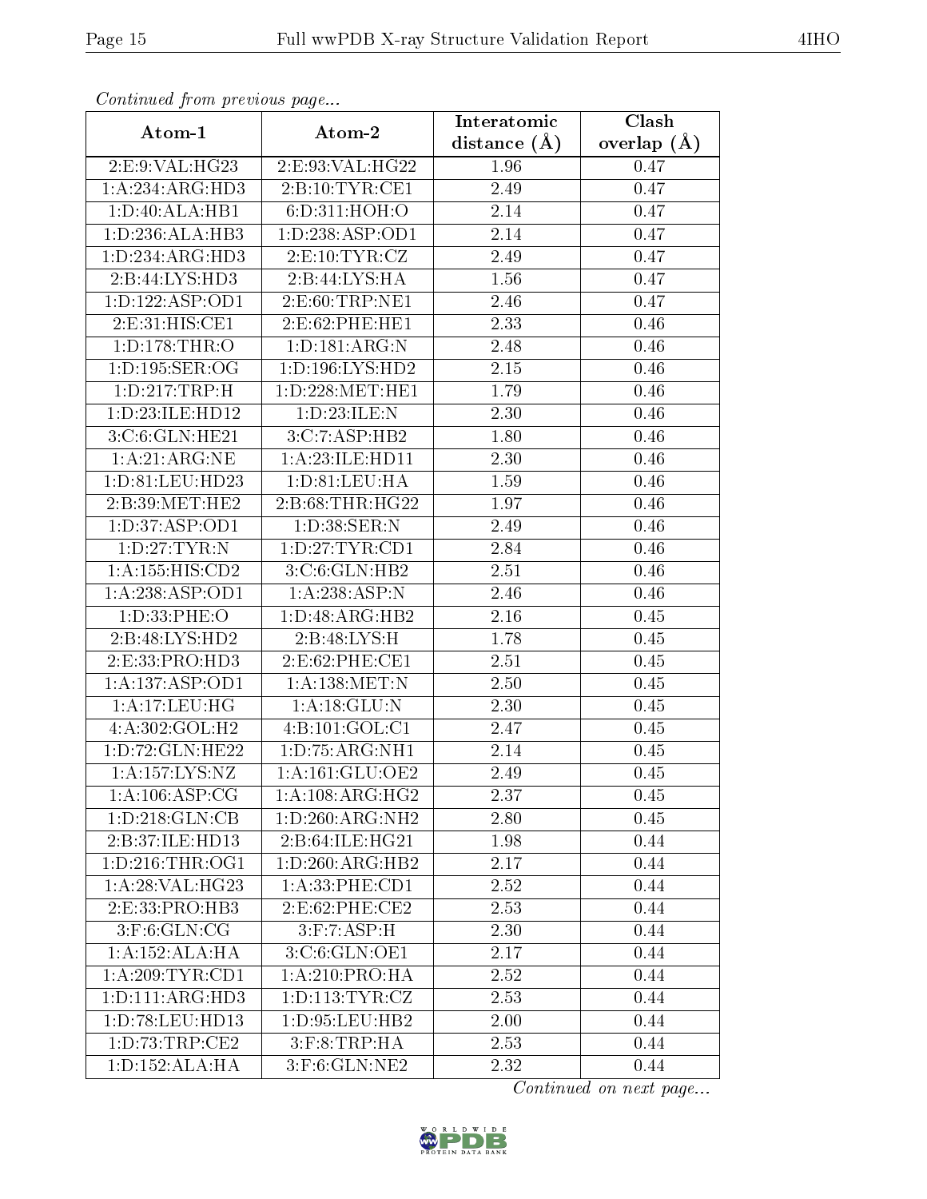*Continued from previous page...*

| Atom-1 | Atom-2 | Interatomic distance (Å) | Clash overlap (Å) |
|---|---|---|---|
| 2:E:9:VAL:HG23 | 2:E:93:VAL:HG22 | 1.96 | 0.47 |
| 1:A:234:ARG:HD3 | 2:B:10:TYR:CE1 | 2.49 | 0.47 |
| 1:D:40:ALA:HB1 | 6:D:311:HOH:O | 2.14 | 0.47 |
| 1:D:236:ALA:HB3 | 1:D:238:ASP:OD1 | 2.14 | 0.47 |
| 1:D:234:ARG:HD3 | 2:E:10:TYR:CZ | 2.49 | 0.47 |
| 2:B:44:LYS:HD3 | 2:B:44:LYS:HA | 1.56 | 0.47 |
| 1:D:122:ASP:OD1 | 2:E:60:TRP:NE1 | 2.46 | 0.47 |
| 2:E:31:HIS:CE1 | 2:E:62:PHE:HE1 | 2.33 | 0.46 |
| 1:D:178:THR:O | 1:D:181:ARG:N | 2.48 | 0.46 |
| 1:D:195:SER:OG | 1:D:196:LYS:HD2 | 2.15 | 0.46 |
| 1:D:217:TRP:H | 1:D:228:MET:HE1 | 1.79 | 0.46 |
| 1:D:23:ILE:HD12 | 1:D:23:ILE:N | 2.30 | 0.46 |
| 3:C:6:GLN:HE21 | 3:C:7:ASP:HB2 | 1.80 | 0.46 |
| 1:A:21:ARG:NE | 1:A:23:ILE:HD11 | 2.30 | 0.46 |
| 1:D:81:LEU:HD23 | 1:D:81:LEU:HA | 1.59 | 0.46 |
| 2:B:39:MET:HE2 | 2:B:68:THR:HG22 | 1.97 | 0.46 |
| 1:D:37:ASP:OD1 | 1:D:38:SER:N | 2.49 | 0.46 |
| 1:D:27:TYR:N | 1:D:27:TYR:CD1 | 2.84 | 0.46 |
| 1:A:155:HIS:CD2 | 3:C:6:GLN:HB2 | 2.51 | 0.46 |
| 1:A:238:ASP:OD1 | 1:A:238:ASP:N | 2.46 | 0.46 |
| 1:D:33:PHE:O | 1:D:48:ARG:HB2 | 2.16 | 0.45 |
| 2:B:48:LYS:HD2 | 2:B:48:LYS:H | 1.78 | 0.45 |
| 2:E:33:PRO:HD3 | 2:E:62:PHE:CE1 | 2.51 | 0.45 |
| 1:A:137:ASP:OD1 | 1:A:138:MET:N | 2.50 | 0.45 |
| 1:A:17:LEU:HG | 1:A:18:GLU:N | 2.30 | 0.45 |
| 4:A:302:GOL:H2 | 4:B:101:GOL:C1 | 2.47 | 0.45 |
| 1:D:72:GLN:HE22 | 1:D:75:ARG:NH1 | 2.14 | 0.45 |
| 1:A:157:LYS:NZ | 1:A:161:GLU:OE2 | 2.49 | 0.45 |
| 1:A:106:ASP:CG | 1:A:108:ARG:HG2 | 2.37 | 0.45 |
| 1:D:218:GLN:CB | 1:D:260:ARG:NH2 | 2.80 | 0.45 |
| 2:B:37:ILE:HD13 | 2:B:64:ILE:HG21 | 1.98 | 0.44 |
| 1:D:216:THR:OG1 | 1:D:260:ARG:HB2 | 2.17 | 0.44 |
| 1:A:28:VAL:HG23 | 1:A:33:PHE:CD1 | 2.52 | 0.44 |
| 2:E:33:PRO:HB3 | 2:E:62:PHE:CE2 | 2.53 | 0.44 |
| 3:F:6:GLN:CG | 3:F:7:ASP:H | 2.30 | 0.44 |
| 1:A:152:ALA:HA | 3:C:6:GLN:OE1 | 2.17 | 0.44 |
| 1:A:209:TYR:CD1 | 1:A:210:PRO:HA | 2.52 | 0.44 |
| 1:D:111:ARG:HD3 | 1:D:113:TYR:CZ | 2.53 | 0.44 |
| 1:D:78:LEU:HD13 | 1:D:95:LEU:HB2 | 2.00 | 0.44 |
| 1:D:73:TRP:CE2 | 3:F:8:TRP:HA | 2.53 | 0.44 |
| 1:D:152:ALA:HA | 3:F:6:GLN:NE2 | 2.32 | 0.44 |

*Continued on next page...*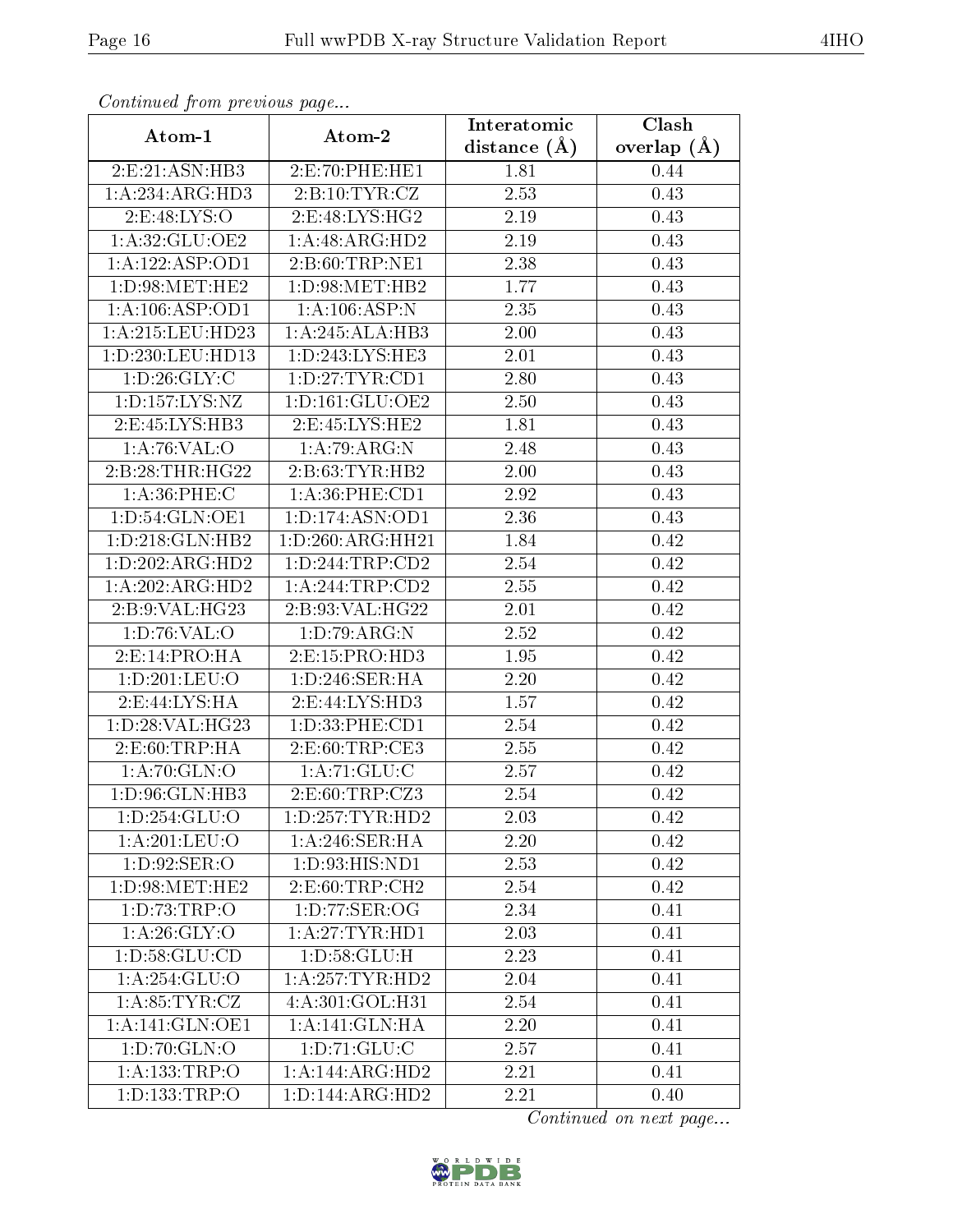*Continued from previous page...*

| Atom-1 | Atom-2 | Interatomic distance (Å) | Clash overlap (Å) |
| --- | --- | --- | --- |
| 2:E:21:ASN:HB3 | 2:E:70:PHE:HE1 | 1.81 | 0.44 |
| 1:A:234:ARG:HD3 | 2:B:10:TYR:CZ | 2.53 | 0.43 |
| 2:E:48:LYS:O | 2:E:48:LYS:HG2 | 2.19 | 0.43 |
| 1:A:32:GLU:OE2 | 1:A:48:ARG:HD2 | 2.19 | 0.43 |
| 1:A:122:ASP:OD1 | 2:B:60:TRP:NE1 | 2.38 | 0.43 |
| 1:D:98:MET:HE2 | 1:D:98:MET:HB2 | 1.77 | 0.43 |
| 1:A:106:ASP:OD1 | 1:A:106:ASP:N | 2.35 | 0.43 |
| 1:A:215:LEU:HD23 | 1:A:245:ALA:HB3 | 2.00 | 0.43 |
| 1:D:230:LEU:HD13 | 1:D:243:LYS:HE3 | 2.01 | 0.43 |
| 1:D:26:GLY:C | 1:D:27:TYR:CD1 | 2.80 | 0.43 |
| 1:D:157:LYS:NZ | 1:D:161:GLU:OE2 | 2.50 | 0.43 |
| 2:E:45:LYS:HB3 | 2:E:45:LYS:HE2 | 1.81 | 0.43 |
| 1:A:76:VAL:O | 1:A:79:ARG:N | 2.48 | 0.43 |
| 2:B:28:THR:HG22 | 2:B:63:TYR:HB2 | 2.00 | 0.43 |
| 1:A:36:PHE:C | 1:A:36:PHE:CD1 | 2.92 | 0.43 |
| 1:D:54:GLN:OE1 | 1:D:174:ASN:OD1 | 2.36 | 0.43 |
| 1:D:218:GLN:HB2 | 1:D:260:ARG:HH21 | 1.84 | 0.42 |
| 1:D:202:ARG:HD2 | 1:D:244:TRP:CD2 | 2.54 | 0.42 |
| 1:A:202:ARG:HD2 | 1:A:244:TRP:CD2 | 2.55 | 0.42 |
| 2:B:9:VAL:HG23 | 2:B:93:VAL:HG22 | 2.01 | 0.42 |
| 1:D:76:VAL:O | 1:D:79:ARG:N | 2.52 | 0.42 |
| 2:E:14:PRO:HA | 2:E:15:PRO:HD3 | 1.95 | 0.42 |
| 1:D:201:LEU:O | 1:D:246:SER:HA | 2.20 | 0.42 |
| 2:E:44:LYS:HA | 2:E:44:LYS:HD3 | 1.57 | 0.42 |
| 1:D:28:VAL:HG23 | 1:D:33:PHE:CD1 | 2.54 | 0.42 |
| 2:E:60:TRP:HA | 2:E:60:TRP:CE3 | 2.55 | 0.42 |
| 1:A:70:GLN:O | 1:A:71:GLU:C | 2.57 | 0.42 |
| 1:D:96:GLN:HB3 | 2:E:60:TRP:CZ3 | 2.54 | 0.42 |
| 1:D:254:GLU:O | 1:D:257:TYR:HD2 | 2.03 | 0.42 |
| 1:A:201:LEU:O | 1:A:246:SER:HA | 2.20 | 0.42 |
| 1:D:92:SER:O | 1:D:93:HIS:ND1 | 2.53 | 0.42 |
| 1:D:98:MET:HE2 | 2:E:60:TRP:CH2 | 2.54 | 0.42 |
| 1:D:73:TRP:O | 1:D:77:SER:OG | 2.34 | 0.41 |
| 1:A:26:GLY:O | 1:A:27:TYR:HD1 | 2.03 | 0.41 |
| 1:D:58:GLU:CD | 1:D:58:GLU:H | 2.23 | 0.41 |
| 1:A:254:GLU:O | 1:A:257:TYR:HD2 | 2.04 | 0.41 |
| 1:A:85:TYR:CZ | 4:A:301:GOL:H31 | 2.54 | 0.41 |
| 1:A:141:GLN:OE1 | 1:A:141:GLN:HA | 2.20 | 0.41 |
| 1:D:70:GLN:O | 1:D:71:GLU:C | 2.57 | 0.41 |
| 1:A:133:TRP:O | 1:A:144:ARG:HD2 | 2.21 | 0.41 |
| 1:D:133:TRP:O | 1:D:144:ARG:HD2 | 2.21 | 0.40 |

*Continued on next page...*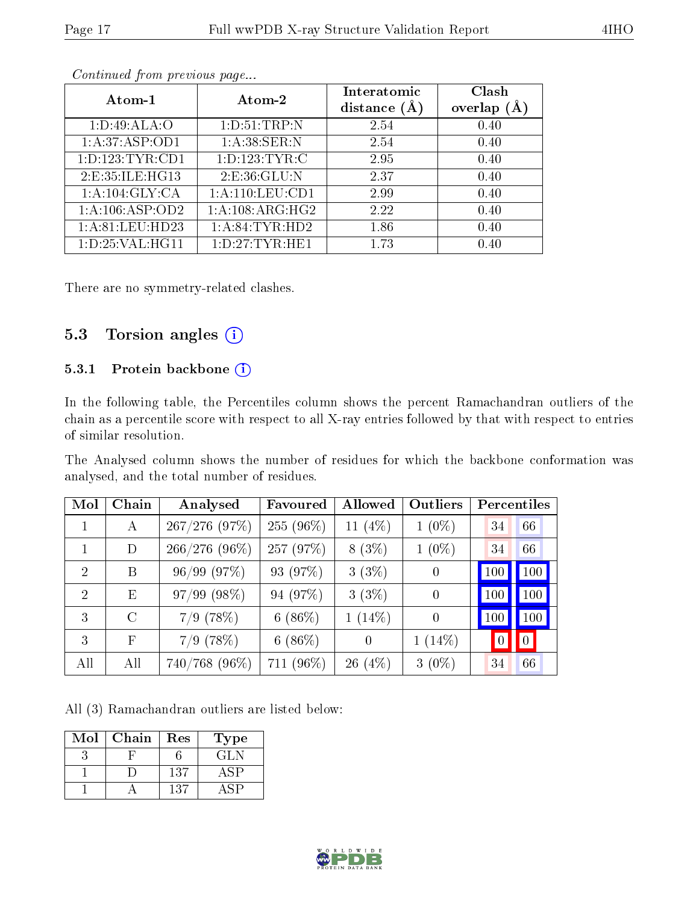*Continued from previous page...*

| Atom-1 | Atom-2 | Interatomic distance (Å) | Clash overlap (Å) |
|---|---|---|---|
| 1:D:49:ALA:O | 1:D:51:TRP:N | 2.54 | 0.40 |
| 1:A:37:ASP:OD1 | 1:A:38:SER:N | 2.54 | 0.40 |
| 1:D:123:TYR:CD1 | 1:D:123:TYR:C | 2.95 | 0.40 |
| 2:E:35:ILE:HG13 | 2:E:36:GLU:N | 2.37 | 0.40 |
| 1:A:104:GLY:CA | 1:A:110:LEU:CD1 | 2.99 | 0.40 |
| 1:A:106:ASP:OD2 | 1:A:108:ARG:HG2 | 2.22 | 0.40 |
| 1:A:81:LEU:HD23 | 1:A:84:TYR:HD2 | 1.86 | 0.40 |
| 1:D:25:VAL:HG11 | 1:D:27:TYR:HE1 | 1.73 | 0.40 |

There are no symmetry-related clashes.

## 5.3 Torsion angles (i)

### 5.3.1 Protein backbone (i)

In the following table, the Percentiles column shows the percent Ramachandran outliers of the chain as a percentile score with respect to all X-ray entries followed by that with respect to entries of similar resolution.

The Analysed column shows the number of residues for which the backbone conformation was analysed, and the total number of residues.

| Mol | Chain | Analysed | Favoured | Allowed | Outliers | Percentiles | |
|---|---|---|---|---|---|---|---|
| 1 | A | 267/276 (97%) | 255 (96%) | 11 (4%) | 1 (0%) | 34 | 66 |
| 1 | D | 266/276 (96%) | 257 (97%) | 8 (3%) | 1 (0%) | 34 | 66 |
| 2 | B | 96/99 (97%) | 93 (97%) | 3 (3%) | 0 | 100 | 100 |
| 2 | E | 97/99 (98%) | 94 (97%) | 3 (3%) | 0 | 100 | 100 |
| 3 | C | 7/9 (78%) | 6 (86%) | 1 (14%) | 0 | 100 | 100 |
| 3 | F | 7/9 (78%) | 6 (86%) | 0 | 1 (14%) | 0 | 0 |
| All | All | 740/768 (96%) | 711 (96%) | 26 (4%) | 3 (0%) | 34 | 66 |

All (3) Ramachandran outliers are listed below:

| Mol | Chain | Res | Type |
|---|---|---|---|
| 3 | F | 6 | GLN |
| 1 | D | 137 | ASP |
| 1 | A | 137 | ASP |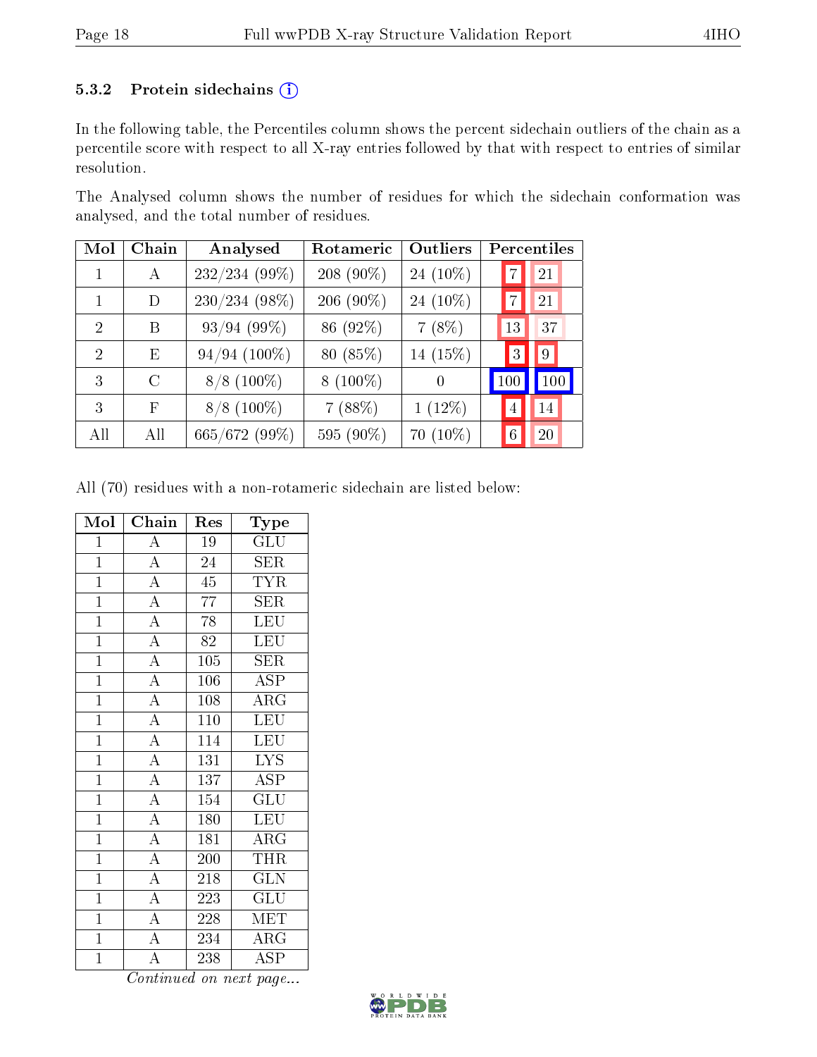### 5.3.2 Protein sidechains (i)

In the following table, the Percentiles column shows the percent sidechain outliers of the chain as a percentile score with respect to all X-ray entries followed by that with respect to entries of similar resolution.

The Analysed column shows the number of residues for which the sidechain conformation was analysed, and the total number of residues.

| Mol | Chain | Analysed | Rotameric | Outliers | Percentiles | |
|---|---|---|---|---|---|---|
| 1 | A | 232/234 (99%) | 208 (90%) | 24 (10%) | 7 | 21 |
| 1 | D | 230/234 (98%) | 206 (90%) | 24 (10%) | 7 | 21 |
| 2 | B | 93/94 (99%) | 86 (92%) | 7 (8%) | 13 | 37 |
| 2 | E | 94/94 (100%) | 80 (85%) | 14 (15%) | 3 | 9 |
| 3 | C | 8/8 (100%) | 8 (100%) | 0 | 100 | 100 |
| 3 | F | 8/8 (100%) | 7 (88%) | 1 (12%) | 4 | 14 |
| All | All | 665/672 (99%) | 595 (90%) | 70 (10%) | 6 | 20 |

All (70) residues with a non-rotameric sidechain are listed below:

| Mol | Chain | Res | Type |
|---|---|---|---|
| 1 | A | 19 | GLU |
| 1 | A | 24 | SER |
| 1 | A | 45 | TYR |
| 1 | A | 77 | SER |
| 1 | A | 78 | LEU |
| 1 | A | 82 | LEU |
| 1 | A | 105 | SER |
| 1 | A | 106 | ASP |
| 1 | A | 108 | ARG |
| 1 | A | 110 | LEU |
| 1 | A | 114 | LEU |
| 1 | A | 131 | LYS |
| 1 | A | 137 | ASP |
| 1 | A | 154 | GLU |
| 1 | A | 180 | LEU |
| 1 | A | 181 | ARG |
| 1 | A | 200 | THR |
| 1 | A | 218 | GLN |
| 1 | A | 223 | GLU |
| 1 | A | 228 | MET |
| 1 | A | 234 | ARG |
| 1 | A | 238 | ASP |

*Continued on next page...*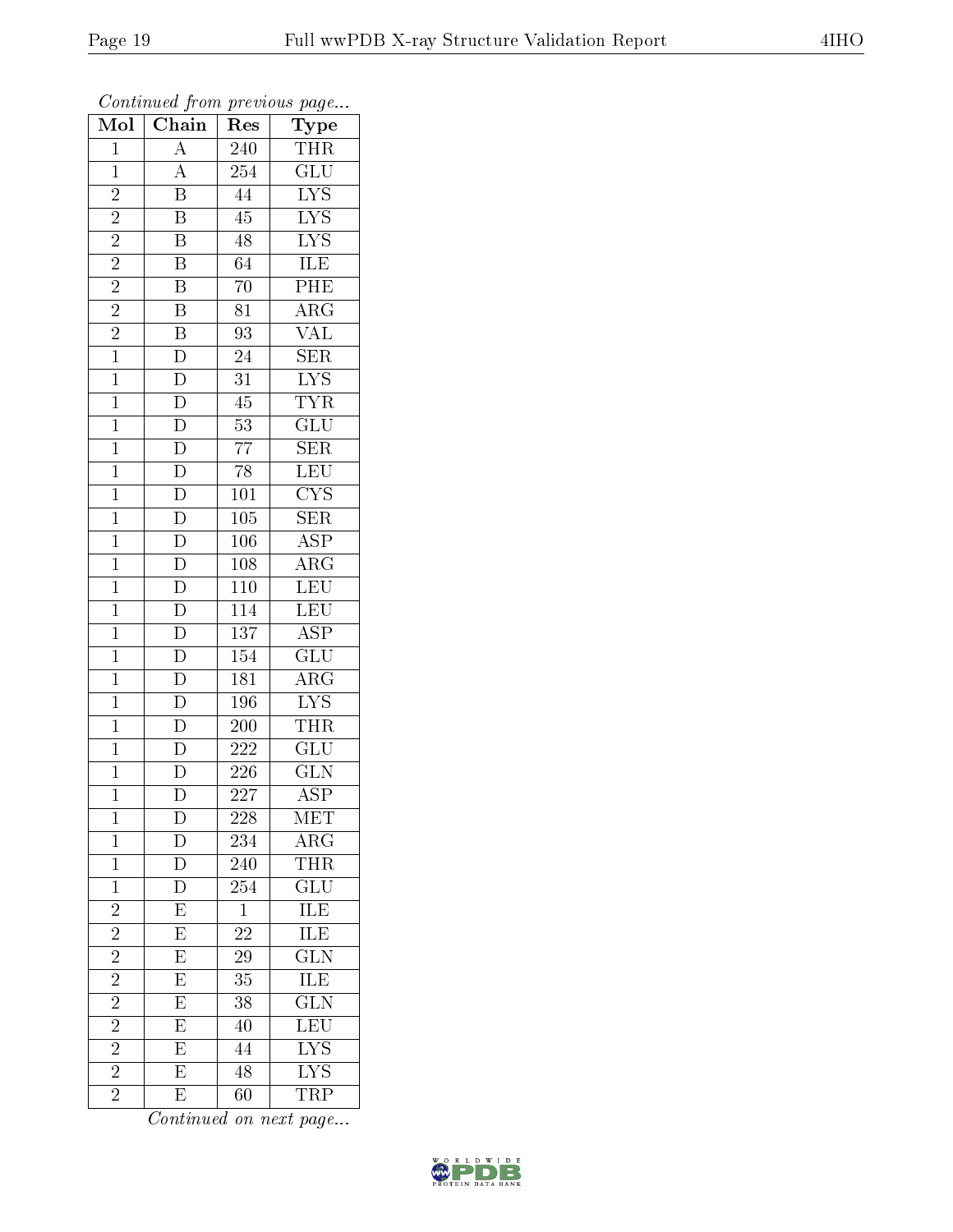*Continued from previous page...*

| Mol | Chain | Res | Type |
|---|---|---|---|
| 1 | A | 240 | THR |
| 1 | A | 254 | GLU |
| 2 | B | 44 | LYS |
| 2 | B | 45 | LYS |
| 2 | B | 48 | LYS |
| 2 | B | 64 | ILE |
| 2 | B | 70 | PHE |
| 2 | B | 81 | ARG |
| 2 | B | 93 | VAL |
| 1 | D | 24 | SER |
| 1 | D | 31 | LYS |
| 1 | D | 45 | TYR |
| 1 | D | 53 | GLU |
| 1 | D | 77 | SER |
| 1 | D | 78 | LEU |
| 1 | D | 101 | CYS |
| 1 | D | 105 | SER |
| 1 | D | 106 | ASP |
| 1 | D | 108 | ARG |
| 1 | D | 110 | LEU |
| 1 | D | 114 | LEU |
| 1 | D | 137 | ASP |
| 1 | D | 154 | GLU |
| 1 | D | 181 | ARG |
| 1 | D | 196 | LYS |
| 1 | D | 200 | THR |
| 1 | D | 222 | GLU |
| 1 | D | 226 | GLN |
| 1 | D | 227 | ASP |
| 1 | D | 228 | MET |
| 1 | D | 234 | ARG |
| 1 | D | 240 | THR |
| 1 | D | 254 | GLU |
| 2 | E | 1 | ILE |
| 2 | E | 22 | ILE |
| 2 | E | 29 | GLN |
| 2 | E | 35 | ILE |
| 2 | E | 38 | GLN |
| 2 | E | 40 | LEU |
| 2 | E | 44 | LYS |
| 2 | E | 48 | LYS |
| 2 | E | 60 | TRP |

*Continued on next page...*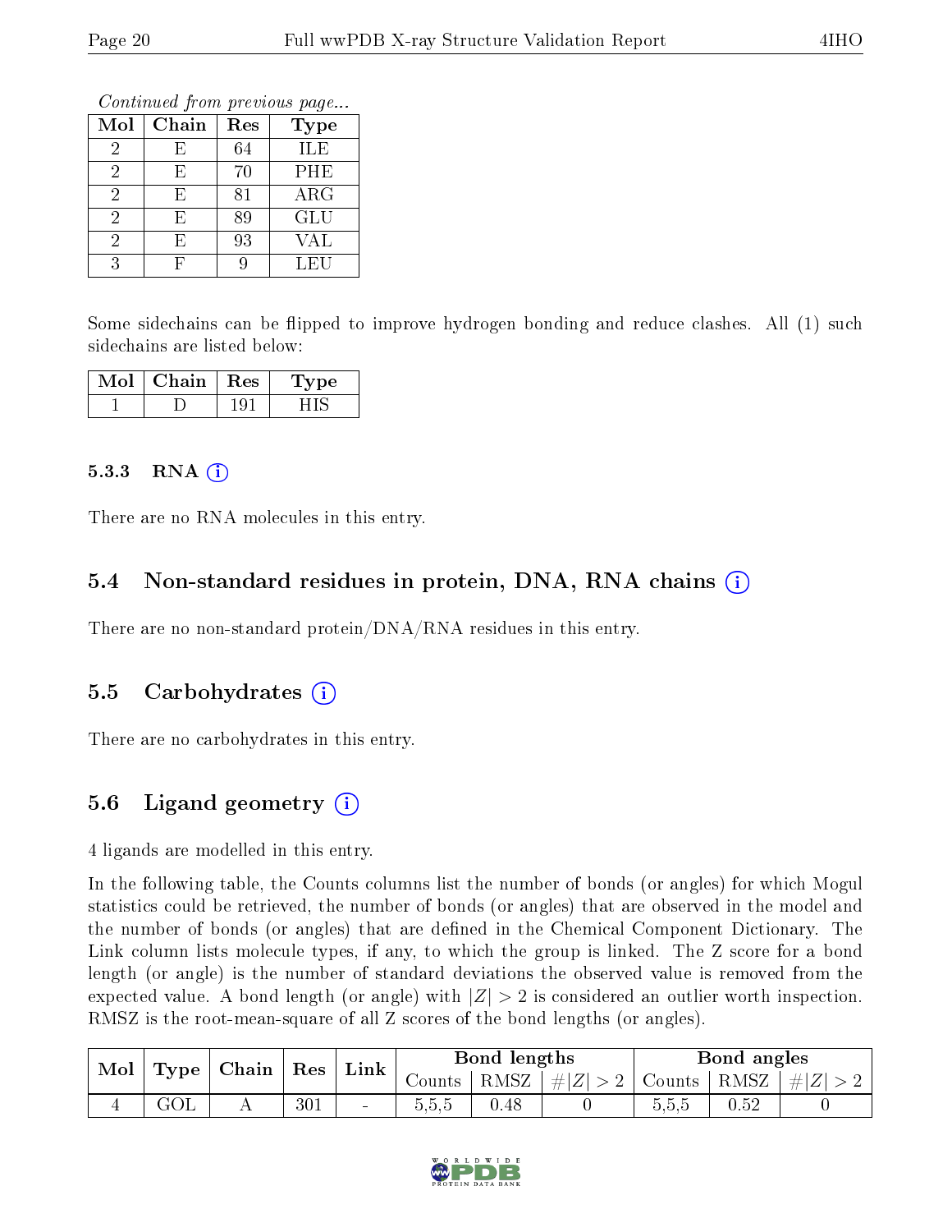*Continued from previous page...*

| Mol | Chain | Res | Type |
|---|---|---|---|
| 2 | E | 64 | ILE |
| 2 | E | 70 | PHE |
| 2 | E | 81 | ARG |
| 2 | E | 89 | GLU |
| 2 | E | 93 | VAL |
| 3 | F | 9 | LEU |

Some sidechains can be flipped to improve hydrogen bonding and reduce clashes. All (1) such sidechains are listed below:

| Mol | Chain | Res | Type |
|---|---|---|---|
| 1 | D | 191 | HIS |

### 5.3.3 RNA

There are no RNA molecules in this entry.

## 5.4 Non-standard residues in protein, DNA, RNA chains

There are no non-standard protein/DNA/RNA residues in this entry.

## 5.5 Carbohydrates

There are no carbohydrates in this entry.

## 5.6 Ligand geometry

4 ligands are modelled in this entry.

In the following table, the Counts columns list the number of bonds (or angles) for which Mogul statistics could be retrieved, the number of bonds (or angles) that are observed in the model and the number of bonds (or angles) that are defined in the Chemical Component Dictionary. The Link column lists molecule types, if any, to which the group is linked. The Z score for a bond length (or angle) is the number of standard deviations the observed value is removed from the expected value. A bond length (or angle) with $|Z| > 2$ is considered an outlier worth inspection. RMSZ is the root-mean-square of all Z scores of the bond lengths (or angles).

| Mol | Type | Chain | Res | Link | Bond lengths | | | Bond angles | | |
|---|---|---|---|---|---|---|---|---|---|---|
| | | | | | Counts | RMSZ | $\#\|Z\| > 2$ | Counts | RMSZ | $\#\|Z\| > 2$ |
| 4 | GOL | A | 301 | - | 5,5,5 | 0.48 | 0 | 5,5,5 | 0.52 | 0 |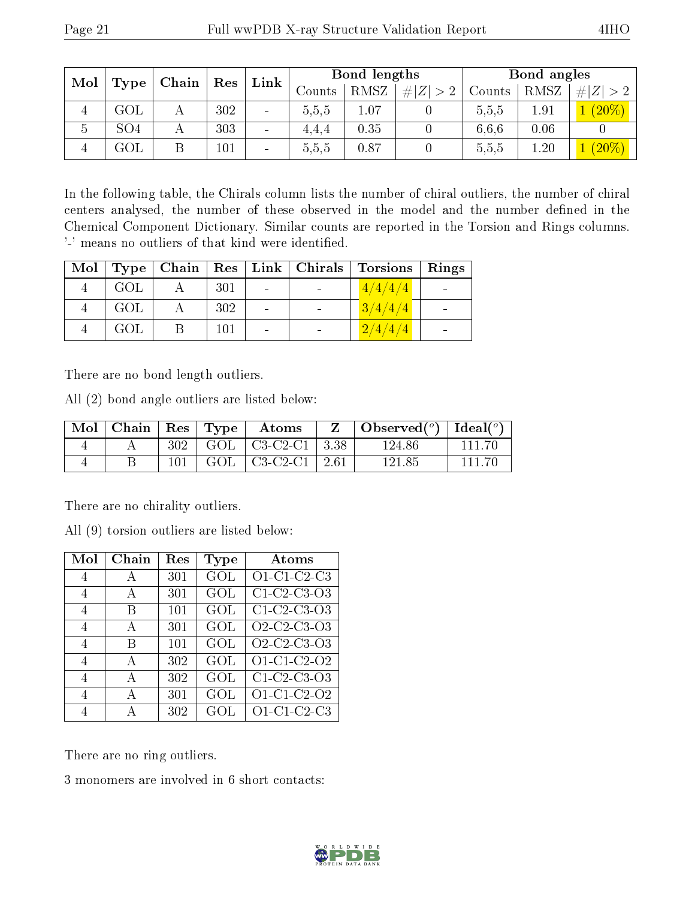| Mol | Type | Chain | Res | Link | Bond lengths | | | Bond angles | | |
|---|---|---|---|---|---|---|---|---|---|---|
| | | | | | Counts | RMSZ | $\#\|Z\|>2$ | Counts | RMSZ | $\#\|Z\|>2$ |
| 4 | GOL | A | 302 | - | 5,5,5 | 1.07 | 0 | 5,5,5 | 1.91 | 1 (20%) |
| 5 | SO4 | A | 303 | - | 4,4,4 | 0.35 | 0 | 6,6,6 | 0.06 | 0 |
| 4 | GOL | B | 101 | - | 5,5,5 | 0.87 | 0 | 5,5,5 | 1.20 | 1 (20%) |

In the following table, the Chirals column lists the number of chiral outliers, the number of chiral centers analysed, the number of these observed in the model and the number defined in the Chemical Component Dictionary. Similar counts are reported in the Torsion and Rings columns. '-' means no outliers of that kind were identified.

| Mol | Type | Chain | Res | Link | Chirals | Torsions | Rings |
|---|---|---|---|---|---|---|---|
| 4 | GOL | A | 301 | - | - | 4/4/4/4 | - |
| 4 | GOL | A | 302 | - | - | 3/4/4/4 | - |
| 4 | GOL | B | 101 | - | - | 2/4/4/4 | - |

There are no bond length outliers.

All (2) bond angle outliers are listed below:

| Mol | Chain | Res | Type | Atoms | Z | Observed($^o$) | Ideal($^o$) |
|---|---|---|---|---|---|---|---|
| 4 | A | 302 | GOL | C3-C2-C1 | 3.38 | 124.86 | 111.70 |
| 4 | B | 101 | GOL | C3-C2-C1 | 2.61 | 121.85 | 111.70 |

There are no chirality outliers.

All (9) torsion outliers are listed below:

| Mol | Chain | Res | Type | Atoms |
|---|---|---|---|---|
| 4 | A | 301 | GOL | O1-C1-C2-C3 |
| 4 | A | 301 | GOL | C1-C2-C3-O3 |
| 4 | B | 101 | GOL | C1-C2-C3-O3 |
| 4 | A | 301 | GOL | O2-C2-C3-O3 |
| 4 | B | 101 | GOL | O2-C2-C3-O3 |
| 4 | A | 302 | GOL | O1-C1-C2-O2 |
| 4 | A | 302 | GOL | C1-C2-C3-O3 |
| 4 | A | 301 | GOL | O1-C1-C2-O2 |
| 4 | A | 302 | GOL | O1-C1-C2-C3 |

There are no ring outliers.

3 monomers are involved in 6 short contacts: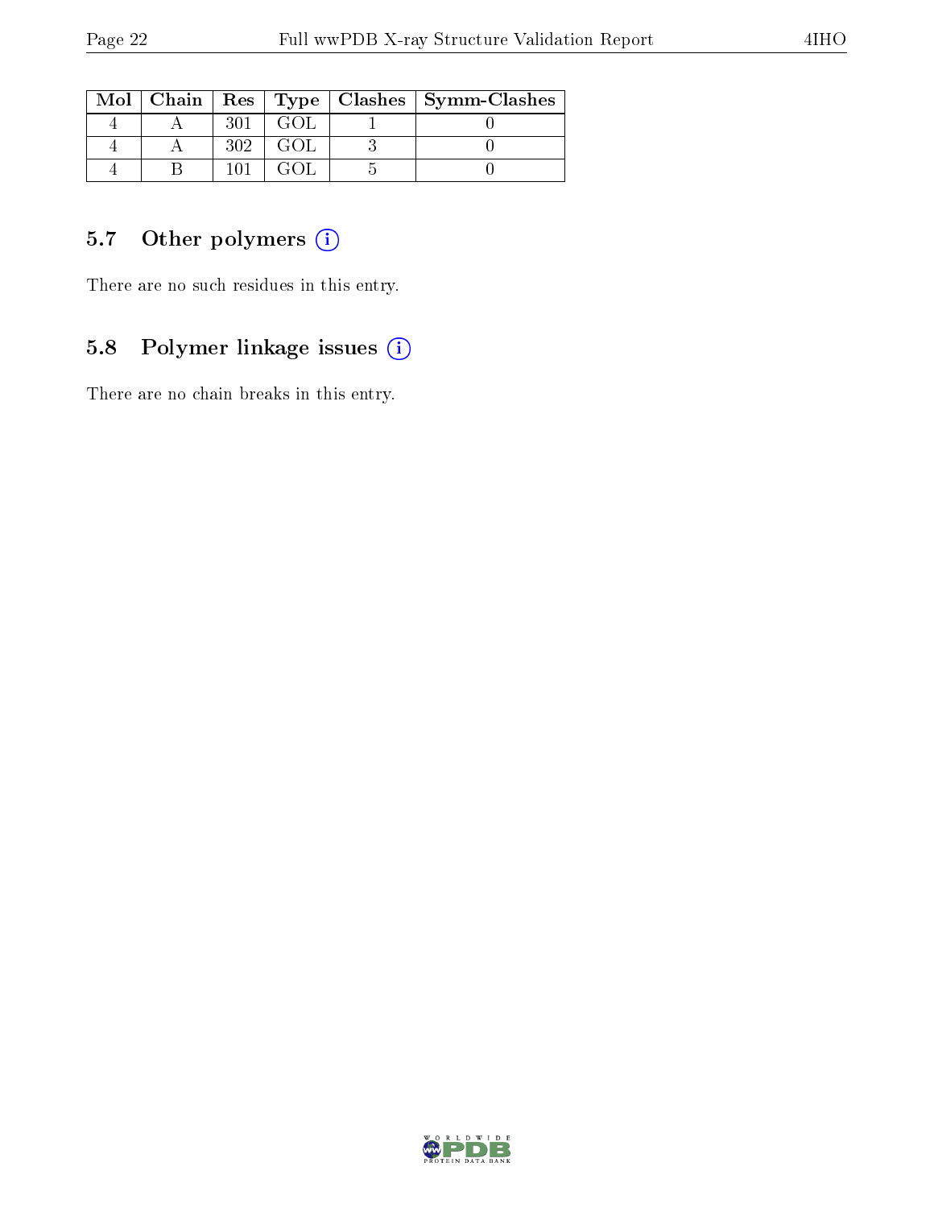| Mol | Chain | Res | Type | Clashes | Symm-Clashes |
|---|---|---|---|---|---|
| 4 | A | 301 | GOL | 1 | 0 |
| 4 | A | 302 | GOL | 3 | 0 |
| 4 | B | 101 | GOL | 5 | 0 |

### 5.7 Other polymers (i)

There are no such residues in this entry.

### 5.8 Polymer linkage issues (i)

There are no chain breaks in this entry.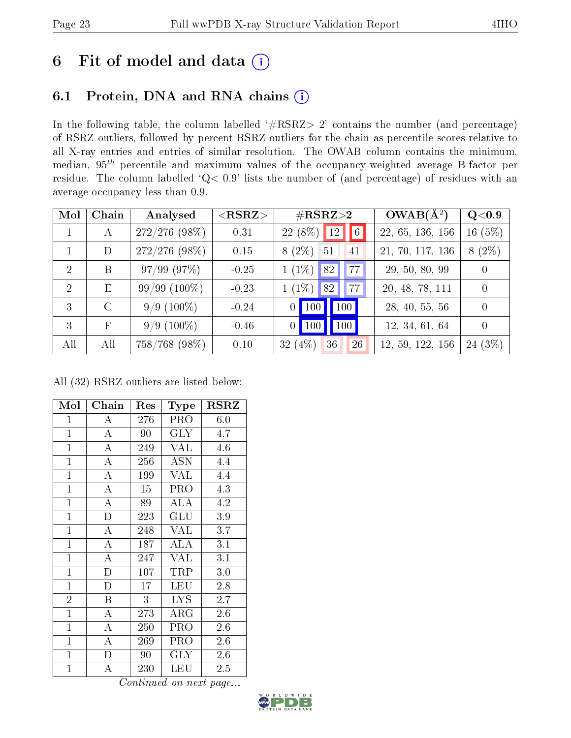# 6 Fit of model and data

## 6.1 Protein, DNA and RNA chains

In the following table, the column labelled '#RSRZ> 2' contains the number (and percentage) of RSRZ outliers, followed by percent RSRZ outliers for the chain as percentile scores relative to all X-ray entries and entries of similar resolution. The OWAB column contains the minimum, median, $95^{th}$ percentile and maximum values of the occupancy-weighted average B-factor per residue. The column labelled 'Q< 0.9' lists the number of (and percentage) of residues with an average occupancy less than 0.9.

| Mol | Chain | Analysed | <RSRZ> | #RSRZ>2 | | | OWAB(Å$^2$) | Q<0.9 |
|---|---|---|---|---|---|---|---|---|
| 1 | A | 272/276 (98%) | 0.31 | 22 (8%) | 12 | 6 | 22, 65, 136, 156 | 16 (5%) |
| 1 | D | 272/276 (98%) | 0.15 | 8 (2%) | 51 | 41 | 21, 70, 117, 136 | 8 (2%) |
| 2 | B | 97/99 (97%) | -0.25 | 1 (1%) | 82 | 77 | 29, 50, 80, 99 | 0 |
| 2 | E | 99/99 (100%) | -0.23 | 1 (1%) | 82 | 77 | 20, 48, 78, 111 | 0 |
| 3 | C | 9/9 (100%) | -0.24 | 0 | 100 | 100 | 28, 40, 55, 56 | 0 |
| 3 | F | 9/9 (100%) | -0.46 | 0 | 100 | 100 | 12, 34, 61, 64 | 0 |
| All | All | 758/768 (98%) | 0.10 | 32 (4%) | 36 | 26 | 12, 59, 122, 156 | 24 (3%) |

All (32) RSRZ outliers are listed below:

| Mol | Chain | Res | Type | RSRZ |
|---|---|---|---|---|
| 1 | A | 276 | PRO | 6.0 |
| 1 | A | 90 | GLY | 4.7 |
| 1 | A | 249 | VAL | 4.6 |
| 1 | A | 256 | ASN | 4.4 |
| 1 | A | 199 | VAL | 4.4 |
| 1 | A | 15 | PRO | 4.3 |
| 1 | A | 89 | ALA | 4.2 |
| 1 | D | 223 | GLU | 3.9 |
| 1 | A | 248 | VAL | 3.7 |
| 1 | A | 187 | ALA | 3.1 |
| 1 | A | 247 | VAL | 3.1 |
| 1 | D | 107 | TRP | 3.0 |
| 1 | D | 17 | LEU | 2.8 |
| 2 | B | 3 | LYS | 2.7 |
| 1 | A | 273 | ARG | 2.6 |
| 1 | A | 250 | PRO | 2.6 |
| 1 | A | 269 | PRO | 2.6 |
| 1 | D | 90 | GLY | 2.6 |
| 1 | A | 230 | LEU | 2.5 |

*Continued on next page...*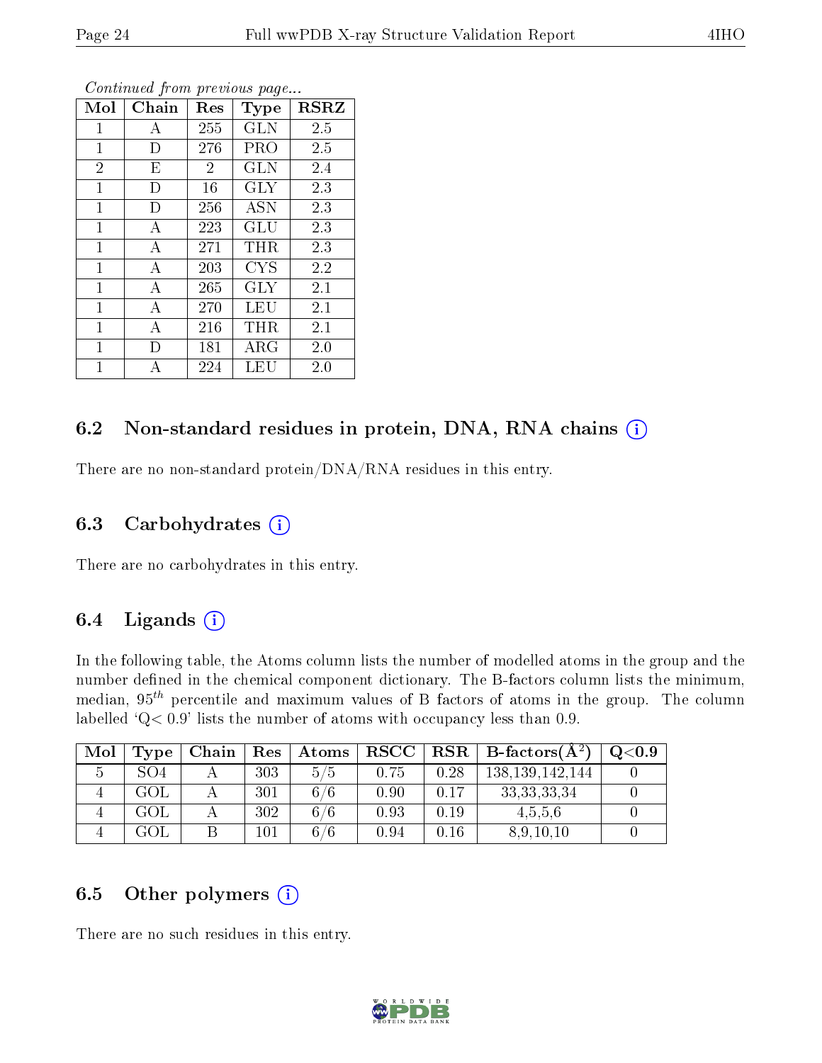*Continued from previous page...*

| Mol | Chain | Res | Type | RSRZ |
|---|---|---|---|---|
| 1 | A | 255 | GLN | 2.5 |
| 1 | D | 276 | PRO | 2.5 |
| 2 | E | 2 | GLN | 2.4 |
| 1 | D | 16 | GLY | 2.3 |
| 1 | D | 256 | ASN | 2.3 |
| 1 | A | 223 | GLU | 2.3 |
| 1 | A | 271 | THR | 2.3 |
| 1 | A | 203 | CYS | 2.2 |
| 1 | A | 265 | GLY | 2.1 |
| 1 | A | 270 | LEU | 2.1 |
| 1 | A | 216 | THR | 2.1 |
| 1 | D | 181 | ARG | 2.0 |
| 1 | A | 224 | LEU | 2.0 |

## 6.2 Non-standard residues in protein, DNA, RNA chains

There are no non-standard protein/DNA/RNA residues in this entry.

## 6.3 Carbohydrates

There are no carbohydrates in this entry.

## 6.4 Ligands

In the following table, the Atoms column lists the number of modelled atoms in the group and the number defined in the chemical component dictionary. The B-factors column lists the minimum, median, $95^{th}$ percentile and maximum values of B factors of atoms in the group. The column labelled 'Q< 0.9' lists the number of atoms with occupancy less than 0.9.

| Mol | Type | Chain | Res | Atoms | RSCC | RSR | B-factors($Å^2$) | Q<0.9 |
|---|---|---|---|---|---|---|---|---|
| 5 | SO4 | A | 303 | 5/5 | 0.75 | 0.28 | 138,139,142,144 | 0 |
| 4 | GOL | A | 301 | 6/6 | 0.90 | 0.17 | 33,33,33,34 | 0 |
| 4 | GOL | A | 302 | 6/6 | 0.93 | 0.19 | 4,5,5,6 | 0 |
| 4 | GOL | B | 101 | 6/6 | 0.94 | 0.16 | 8,9,10,10 | 0 |

## 6.5 Other polymers

There are no such residues in this entry.